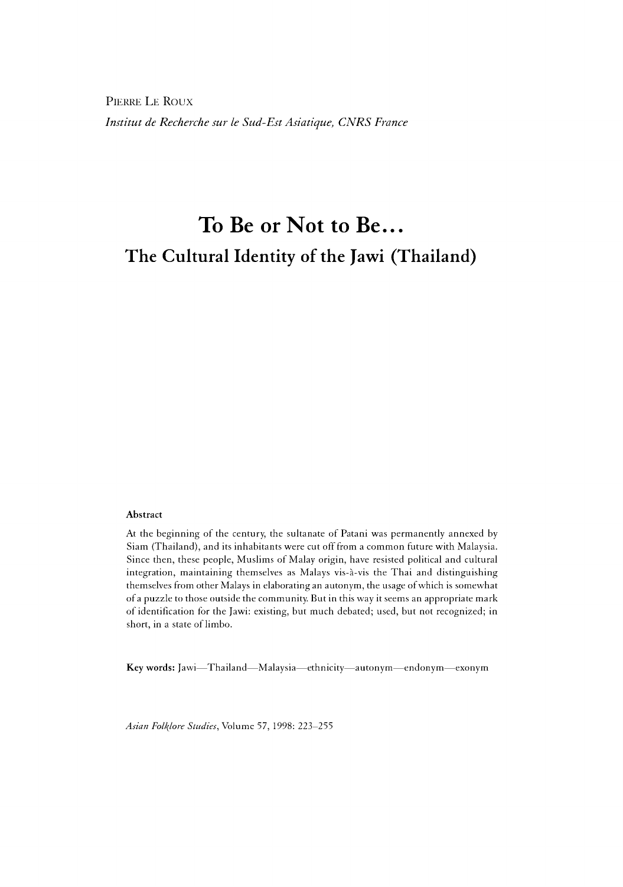PIERRE LE ROUX

*Institut de Recherche sur le Sud-Est Asiatique, CNRS France*

# To Be or Not to Be...

## The Cultural Identity of the Jawi (Thailand)

### Abstract

At the beginning of the century, the sultanate of Patani was permanently annexed by Siam (Thailand), and its inhabitants were cut off from a common future with Malaysia. Since then, these people, Muslims of Malay origin, have resisted political and cultural integration, maintaining themselves as Malays vis-à-vis the Thai and distinguishing themselves from other Malays in elaborating an autonym, the usage of which is somewhat of a puzzle to those outside the community. But in this way it seems an appropriate mark of identification for the Jawi: existing, but much debated; used, but not recognized; in short, in a state of limbo.

**Key words:** Jawi—Thailand—Malaysia—ethnicity—autonym—endonym—exonym

*Asian Folklore Studies*, Volume 57, 1998: 223–255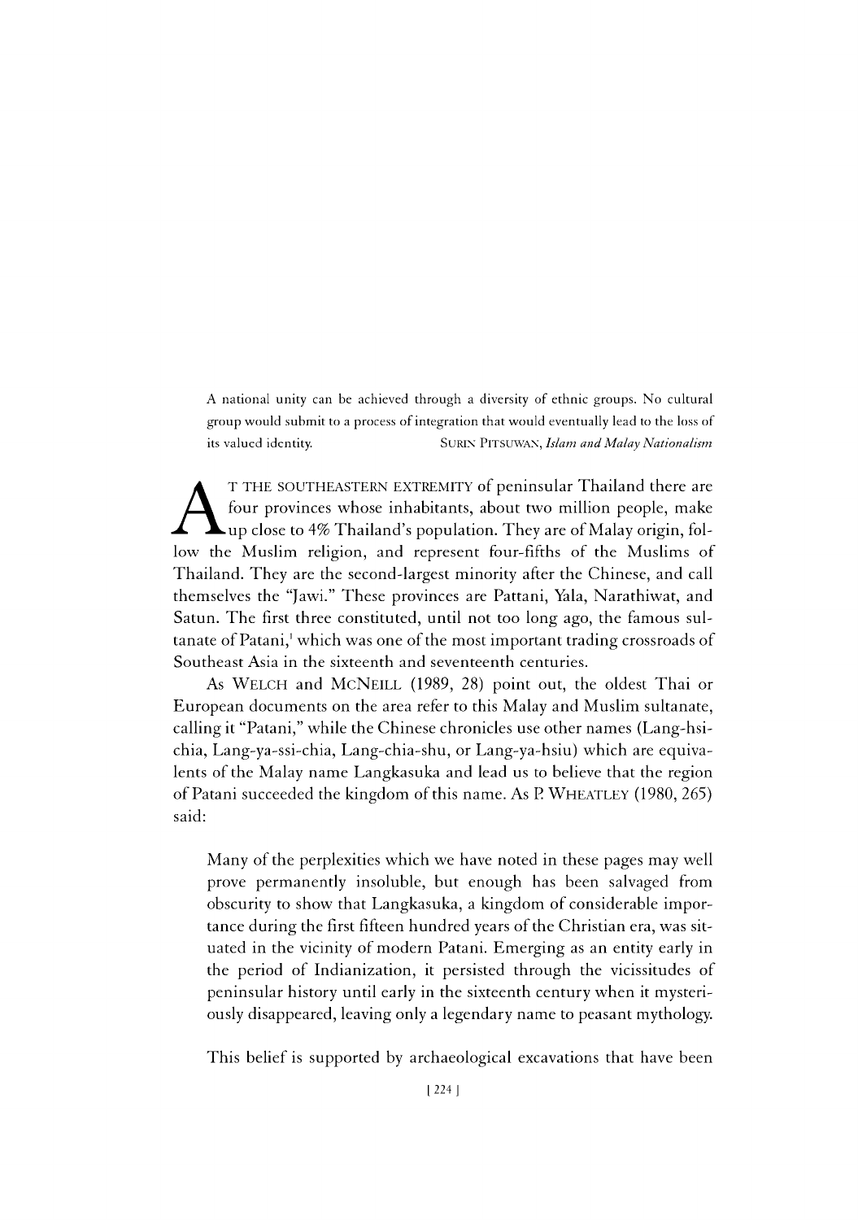> A national unity can be achieved through a diversity of ethnic groups. No cultural group would submit to a process of integration that would eventually lead to the loss of its valued identity. SURIN PITSUWAN, *Islam and Malay Nationalism*

AT THE SOUTHEASTERN EXTREMITY of peninsular Thailand there are four provinces whose inhabitants, about two million people, make up close to 4% Thailand's population. They are of Malay origin, follow the Muslim religion, and represent four-fifths of the Muslims of Thailand. They are the second-largest minority after the Chinese, and call themselves the "Jawi." These provinces are Pattani, Yala, Narathiwat, and Satun. The first three constituted, until not too long ago, the famous sultanate of Patani,[1] which was one of the most important trading crossroads of Southeast Asia in the sixteenth and seventeenth centuries.

As WELCH and MCNEILL (1989, 28) point out, the oldest Thai or European documents on the area refer to this Malay and Muslim sultanate, calling it "Patani," while the Chinese chronicles use other names (Lang-hsi-chia, Lang-ya-ssi-chia, Lang-chia-shu, or Lang-ya-hsiu) which are equivalents of the Malay name Langkasuka and lead us to believe that the region of Patani succeeded the kingdom of this name. As P. WHEATLEY (1980, 265) said:

> Many of the perplexities which we have noted in these pages may well prove permanently insoluble, but enough has been salvaged from obscurity to show that Langkasuka, a kingdom of considerable importance during the first fifteen hundred years of the Christian era, was situated in the vicinity of modern Patani. Emerging as an entity early in the period of Indianization, it persisted through the vicissitudes of peninsular history until early in the sixteenth century when it mysteriously disappeared, leaving only a legendary name to peasant mythology.

This belief is supported by archaeological excavations that have been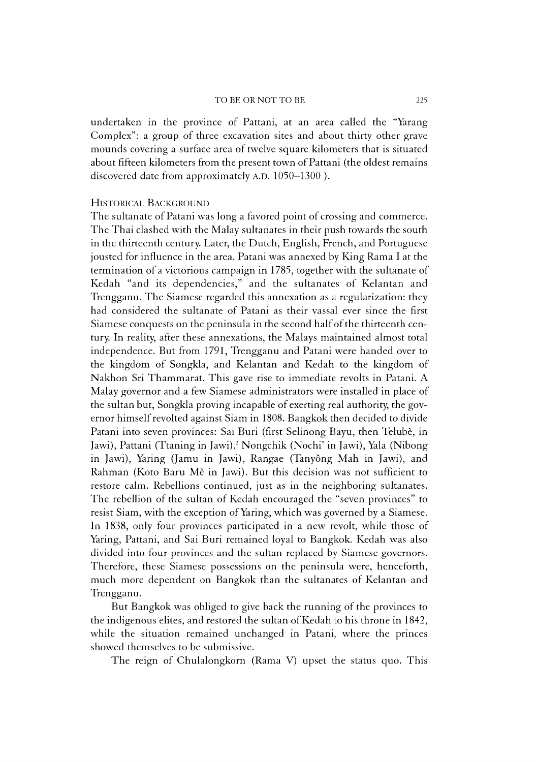undertaken in the province of Pattani, at an area called the "Yarang Complex": a group of three excavation sites and about thirty other grave mounds covering a surface area of twelve square kilometers that is situated about fifteen kilometers from the present town of Pattani (the oldest remains discovered date from approximately A.D. 1050–1300 ).

## Historical Background

The sultanate of Patani was long a favored point of crossing and commerce. The Thai clashed with the Malay sultanates in their push towards the south in the thirteenth century. Later, the Dutch, English, French, and Portuguese jousted for influence in the area. Patani was annexed by King Rama I at the termination of a victorious campaign in 1785, together with the sultanate of Kedah "and its dependencies," and the sultanates of Kelantan and Trengganu. The Siamese regarded this annexation as a regularization: they had considered the sultanate of Patani as their vassal ever since the first Siamese conquests on the peninsula in the second half of the thirteenth century. In reality, after these annexations, the Malays maintained almost total independence. But from 1791, Trengganu and Patani were handed over to the kingdom of Songkla, and Kelantan and Kedah to the kingdom of Nakhon Sri Thammarat. This gave rise to immediate revolts in Patani. A Malay governor and a few Siamese administrators were installed in place of the sultan but, Songkla proving incapable of exerting real authority, the governor himself revolted against Siam in 1808. Bangkok then decided to divide Patani into seven provinces: Sai Buri (first Selinong Bayu, then Telubè, in Jawi), Pattani (Ttaning in Jawi),[2] Nongchik (Nochi' in Jawi), Yala (Nibong in Jawi), Yaring (Jamu in Jawi), Rangae (Tanyông Mah in Jawi), and Rahman (Koto Baru Mè in Jawi). But this decision was not sufficient to restore calm. Rebellions continued, just as in the neighboring sultanates. The rebellion of the sultan of Kedah encouraged the "seven provinces" to resist Siam, with the exception of Yaring, which was governed by a Siamese. In 1838, only four provinces participated in a new revolt, while those of Yaring, Pattani, and Sai Buri remained loyal to Bangkok. Kedah was also divided into four provinces and the sultan replaced by Siamese governors. Therefore, these Siamese possessions on the peninsula were, henceforth, much more dependent on Bangkok than the sultanates of Kelantan and Trengganu.

But Bangkok was obliged to give back the running of the provinces to the indigenous elites, and restored the sultan of Kedah to his throne in 1842, while the situation remained unchanged in Patani, where the princes showed themselves to be submissive.

The reign of Chulalongkorn (Rama V) upset the status quo. This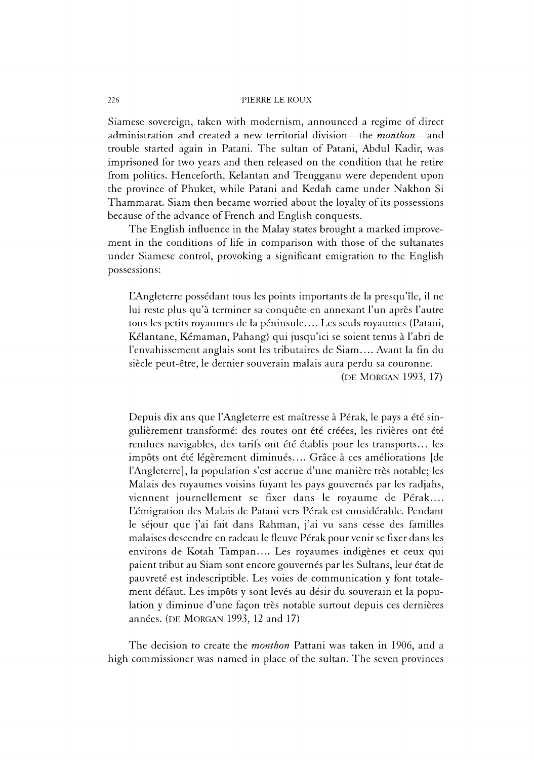Siamese sovereign, taken with modernism, announced a regime of direct administration and created a new territorial division—the *monthon*—and trouble started again in Patani. The sultan of Patani, Abdul Kadir, was imprisoned for two years and then released on the condition that he retire from politics. Henceforth, Kelantan and Trengganu were dependent upon the province of Phuket, while Patani and Kedah came under Nakhon Si Thammarat. Siam then became worried about the loyalty of its possessions because of the advance of French and English conquests.

The English influence in the Malay states brought a marked improvement in the conditions of life in comparison with those of the sultanates under Siamese control, provoking a significant emigration to the English possessions:

> L'Angleterre possédant tous les points importants de la presqu'île, il ne lui reste plus qu'à terminer sa conquête en annexant l'un après l'autre tous les petits royaumes de la péninsule.... Les seuls royaumes (Patani, Kélantane, Kémaman, Pahang) qui jusqu'ici se soient tenus à l'abri de l'envahissement anglais sont les tributaires de Siam.... Avant la fin du siècle peut-être, le dernier souverain malais aura perdu sa couronne. (DE MORGAN 1993, 17)

> Depuis dix ans que l'Angleterre est maîtresse à Pérak, le pays a été singulièrement transformé: des routes ont été créées, les rivières ont été rendues navigables, des tarifs ont été établis pour les transports... les impôts ont été légèrement diminués.... Grâce à ces améliorations [de l'Angleterre], la population s'est accrue d'une manière très notable; les Malais des royaumes voisins fuyant les pays gouvernés par les radjahs, viennent journellement se fixer dans le royaume de Pérak.... L'émigration des Malais de Patani vers Pérak est considérable. Pendant le séjour que j'ai fait dans Rahman, j'ai vu sans cesse des familles malaises descendre en radeau le fleuve Pérak pour venir se fixer dans les environs de Kotah Tampan.... Les royaumes indigènes et ceux qui paient tribut au Siam sont encore gouvernés par les Sultans, leur état de pauvreté est indescriptible. Les voies de communication y font totalement défaut. Les impôts y sont levés au désir du souverain et la population y diminue d'une façon très notable surtout depuis ces dernières années. (DE MORGAN 1993, 12 and 17)

The decision to create the *monthon* Pattani was taken in 1906, and a high commissioner was named in place of the sultan. The seven provinces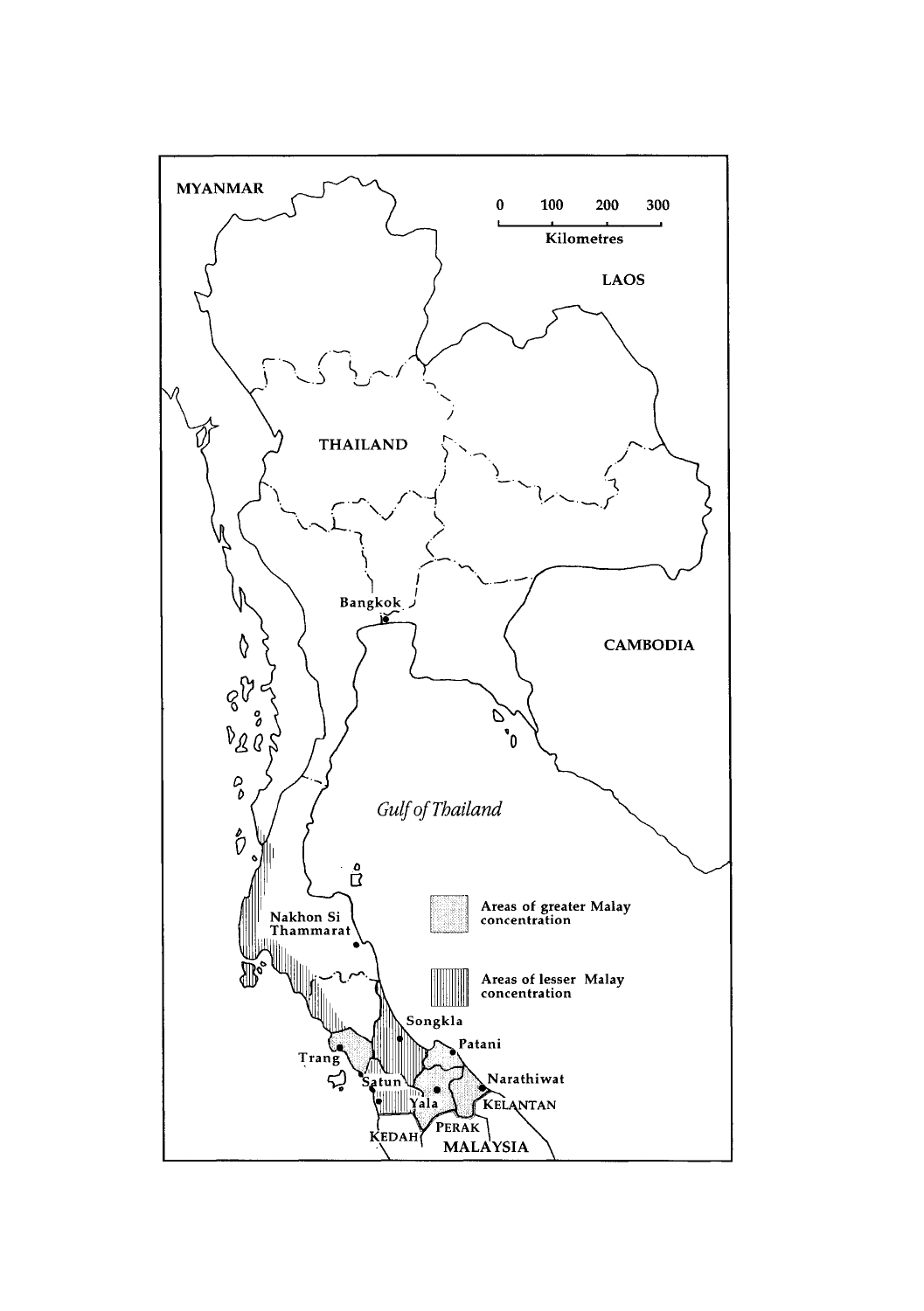MYANMAR

0 100 200 300

Kilometres

LAOS

THAILAND

Bangkok

CAMBODIA

*Gulf of Thailand*

Areas of greater Malay concentration

Areas of lesser Malay concentration

Nakhon Si Thammarat

Songkla

Patani

Trang

Satun

Yala

Narathiwat

KELANTAN

PERAK

KEDAH

MALAYSIA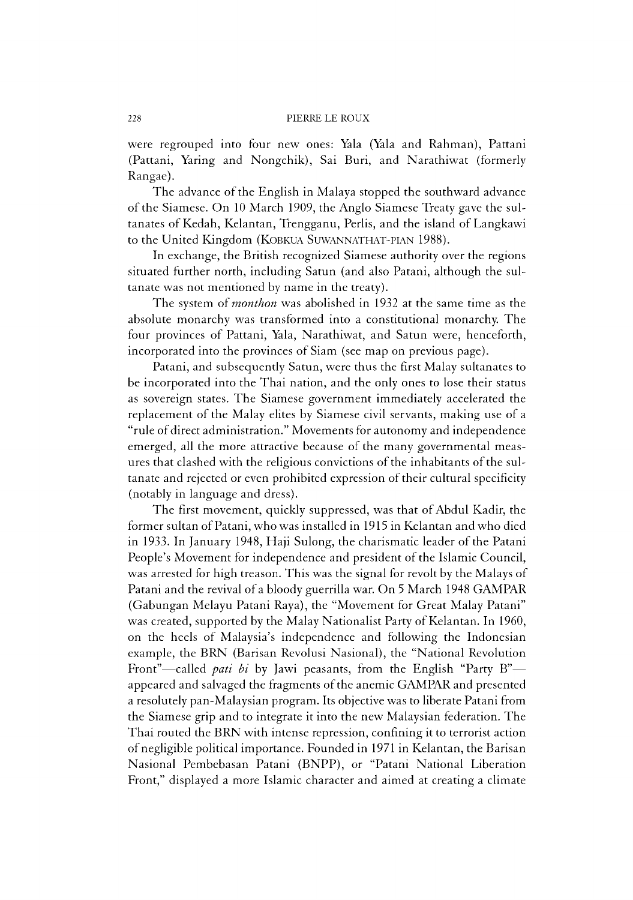were regrouped into four new ones: Yala (Yala and Rahman), Pattani (Pattani, Yaring and Nongchik), Sai Buri, and Narathiwat (formerly Rangae).

The advance of the English in Malaya stopped the southward advance of the Siamese. On 10 March 1909, the Anglo Siamese Treaty gave the sultanates of Kedah, Kelantan, Trengganu, Perlis, and the island of Langkawi to the United Kingdom (KOBKUA SUWANNATHAT-PIAN 1988).

In exchange, the British recognized Siamese authority over the regions situated further north, including Satun (and also Patani, although the sultanate was not mentioned by name in the treaty).

The system of *monthon* was abolished in 1932 at the same time as the absolute monarchy was transformed into a constitutional monarchy. The four provinces of Pattani, Yala, Narathiwat, and Satun were, henceforth, incorporated into the provinces of Siam (see map on previous page).

Patani, and subsequently Satun, were thus the first Malay sultanates to be incorporated into the Thai nation, and the only ones to lose their status as sovereign states. The Siamese government immediately accelerated the replacement of the Malay elites by Siamese civil servants, making use of a "rule of direct administration." Movements for autonomy and independence emerged, all the more attractive because of the many governmental measures that clashed with the religious convictions of the inhabitants of the sultanate and rejected or even prohibited expression of their cultural specificity (notably in language and dress).

The first movement, quickly suppressed, was that of Abdul Kadir, the former sultan of Patani, who was installed in 1915 in Kelantan and who died in 1933. In January 1948, Haji Sulong, the charismatic leader of the Patani People's Movement for independence and president of the Islamic Council, was arrested for high treason. This was the signal for revolt by the Malays of Patani and the revival of a bloody guerrilla war. On 5 March 1948 GAMPAR (Gabungan Melayu Patani Raya), the "Movement for Great Malay Patani" was created, supported by the Malay Nationalist Party of Kelantan. In 1960, on the heels of Malaysia's independence and following the Indonesian example, the BRN (Barisan Revolusi Nasional), the "National Revolution Front"—called *pati bi* by Jawi peasants, from the English "Party B"—appeared and salvaged the fragments of the anemic GAMPAR and presented a resolutely pan-Malaysian program. Its objective was to liberate Patani from the Siamese grip and to integrate it into the new Malaysian federation. The Thai routed the BRN with intense repression, confining it to terrorist action of negligible political importance. Founded in 1971 in Kelantan, the Barisan Nasional Pembebasan Patani (BNPP), or "Patani National Liberation Front," displayed a more Islamic character and aimed at creating a climate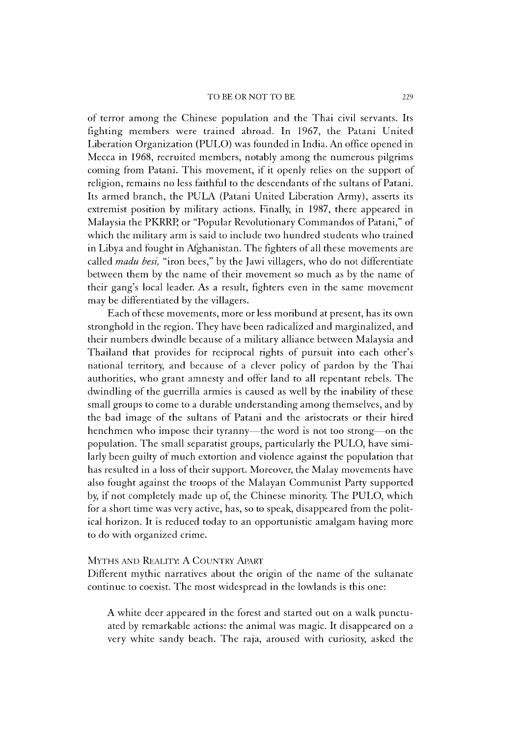of terror among the Chinese population and the Thai civil servants. Its fighting members were trained abroad. In 1967, the Patani United Liberation Organization (PULO) was founded in India. An office opened in Mecca in 1968, recruited members, notably among the numerous pilgrims coming from Patani. This movement, if it openly relies on the support of religion, remains no less faithful to the descendants of the sultans of Patani. Its armed branch, the PULA (Patani United Liberation Army), asserts its extremist position by military actions. Finally, in 1987, there appeared in Malaysia the PKRRP, or "Popular Revolutionary Commandos of Patani," of which the military arm is said to include two hundred students who trained in Libya and fought in Afghanistan. The fighters of all these movements are called *madu besi,* "iron bees," by the Jawi villagers, who do not differentiate between them by the name of their movement so much as by the name of their gang's local leader. As a result, fighters even in the same movement may be differentiated by the villagers.

Each of these movements, more or less moribund at present, has its own stronghold in the region. They have been radicalized and marginalized, and their numbers dwindle because of a military alliance between Malaysia and Thailand that provides for reciprocal rights of pursuit into each other's national territory, and because of a clever policy of pardon by the Thai authorities, who grant amnesty and offer land to all repentant rebels. The dwindling of the guerrilla armies is caused as well by the inability of these small groups to come to a durable understanding among themselves, and by the bad image of the sultans of Patani and the aristocrats or their hired henchmen who impose their tyranny—the word is not too strong—on the population. The small separatist groups, particularly the PULO, have similarly been guilty of much extortion and violence against the population that has resulted in a loss of their support. Moreover, the Malay movements have also fought against the troops of the Malayan Communist Party supported by, if not completely made up of, the Chinese minority. The PULO, which for a short time was very active, has, so to speak, disappeared from the political horizon. It is reduced today to an opportunistic amalgam having more to do with organized crime.

### Myths and Reality: A Country Apart

Different mythic narratives about the origin of the name of the sultanate continue to coexist. The most widespread in the lowlands is this one:

> A white deer appeared in the forest and started out on a walk punctuated by remarkable actions: the animal was magic. It disappeared on a very white sandy beach. The raja, aroused with curiosity, asked the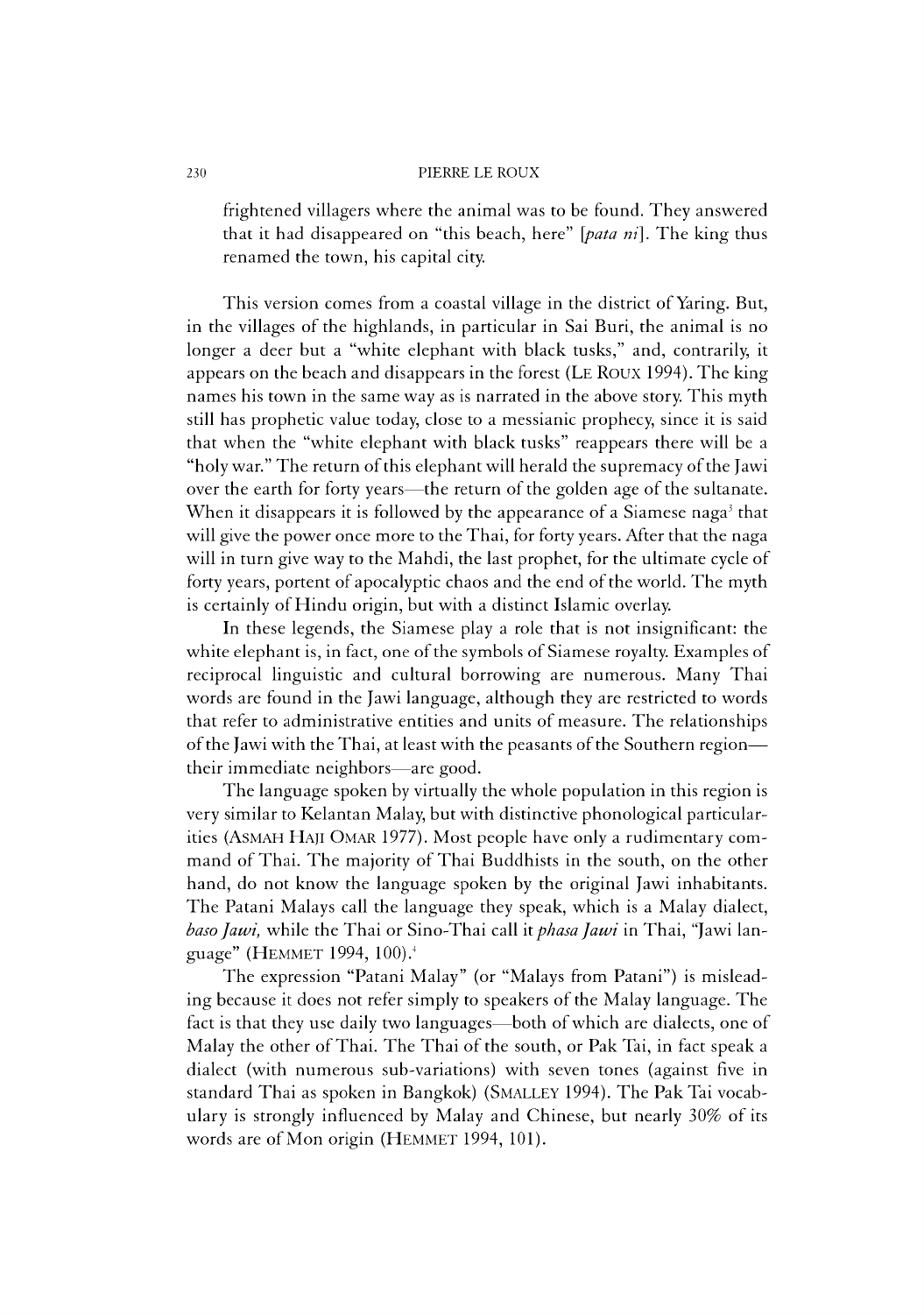frightened villagers where the animal was to be found. They answered that it had disappeared on "this beach, here" [*pata ni*]. The king thus renamed the town, his capital city.

This version comes from a coastal village in the district of Yaring. But, in the villages of the highlands, in particular in Sai Buri, the animal is no longer a deer but a "white elephant with black tusks," and, contrarily, it appears on the beach and disappears in the forest (LE ROUX 1994). The king names his town in the same way as is narrated in the above story. This myth still has prophetic value today, close to a messianic prophecy, since it is said that when the "white elephant with black tusks" reappears there will be a "holy war." The return of this elephant will herald the supremacy of the Jawi over the earth for forty years—the return of the golden age of the sultanate. When it disappears it is followed by the appearance of a Siamese naga[3] that will give the power once more to the Thai, for forty years. After that the naga will in turn give way to the Mahdi, the last prophet, for the ultimate cycle of forty years, portent of apocalyptic chaos and the end of the world. The myth is certainly of Hindu origin, but with a distinct Islamic overlay.

In these legends, the Siamese play a role that is not insignificant: the white elephant is, in fact, one of the symbols of Siamese royalty. Examples of reciprocal linguistic and cultural borrowing are numerous. Many Thai words are found in the Jawi language, although they are restricted to words that refer to administrative entities and units of measure. The relationships of the Jawi with the Thai, at least with the peasants of the Southern region—their immediate neighbors—are good.

The language spoken by virtually the whole population in this region is very similar to Kelantan Malay, but with distinctive phonological particularities (ASMAH HAJI OMAR 1977). Most people have only a rudimentary command of Thai. The majority of Thai Buddhists in the south, on the other hand, do not know the language spoken by the original Jawi inhabitants. The Patani Malays call the language they speak, which is a Malay dialect, *baso Jawi,* while the Thai or Sino-Thai call it *phasa Jawi* in Thai, "Jawi language" (HEMMET 1994, 100).[4]

The expression "Patani Malay" (or "Malays from Patani") is misleading because it does not refer simply to speakers of the Malay language. The fact is that they use daily two languages—both of which are dialects, one of Malay the other of Thai. The Thai of the south, or Pak Tai, in fact speak a dialect (with numerous sub-variations) with seven tones (against five in standard Thai as spoken in Bangkok) (SMALLEY 1994). The Pak Tai vocabulary is strongly influenced by Malay and Chinese, but nearly 30% of its words are of Mon origin (HEMMET 1994, 101).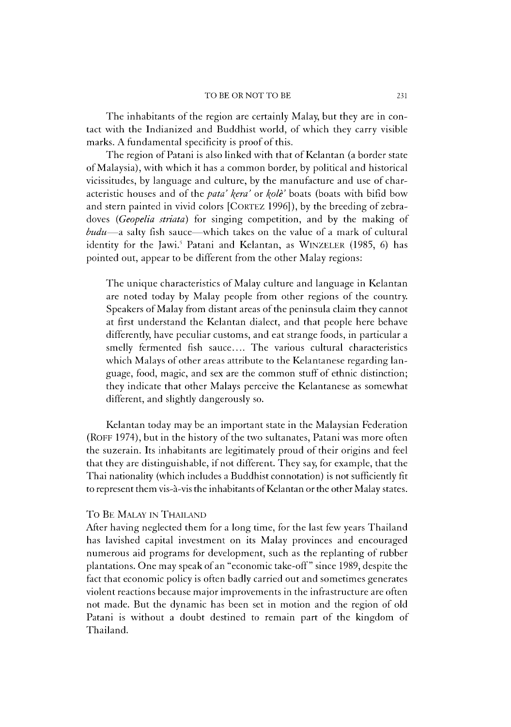The inhabitants of the region are certainly Malay, but they are in contact with the Indianized and Buddhist world, of which they carry visible marks. A fundamental specificity is proof of this.

The region of Patani is also linked with that of Kelantan (a border state of Malaysia), with which it has a common border, by political and historical vicissitudes, by language and culture, by the manufacture and use of characteristic houses and of the *pata' kera'* or *kolè'* boats (boats with bifid bow and stern painted in vivid colors [CORTEZ 1996]), by the breeding of zebra-doves (*Geopelia striata*) for singing competition, and by the making of *budu*—a salty fish sauce—which takes on the value of a mark of cultural identity for the Jawi.[5] Patani and Kelantan, as WINZELER (1985, 6) has pointed out, appear to be different from the other Malay regions:

> The unique characteristics of Malay culture and language in Kelantan are noted today by Malay people from other regions of the country. Speakers of Malay from distant areas of the peninsula claim they cannot at first understand the Kelantan dialect, and that people here behave differently, have peculiar customs, and eat strange foods, in particular a smelly fermented fish sauce.... The various cultural characteristics which Malays of other areas attribute to the Kelantanese regarding language, food, magic, and sex are the common stuff of ethnic distinction; they indicate that other Malays perceive the Kelantanese as somewhat different, and slightly dangerously so.

Kelantan today may be an important state in the Malaysian Federation (ROFF 1974), but in the history of the two sultanates, Patani was more often the suzerain. Its inhabitants are legitimately proud of their origins and feel that they are distinguishable, if not different. They say, for example, that the Thai nationality (which includes a Buddhist connotation) is not sufficiently fit to represent them vis-à-vis the inhabitants of Kelantan or the other Malay states.

## To Be Malay in Thailand

After having neglected them for a long time, for the last few years Thailand has lavished capital investment on its Malay provinces and encouraged numerous aid programs for development, such as the replanting of rubber plantations. One may speak of an "economic take-off" since 1989, despite the fact that economic policy is often badly carried out and sometimes generates violent reactions because major improvements in the infrastructure are often not made. But the dynamic has been set in motion and the region of old Patani is without a doubt destined to remain part of the kingdom of Thailand.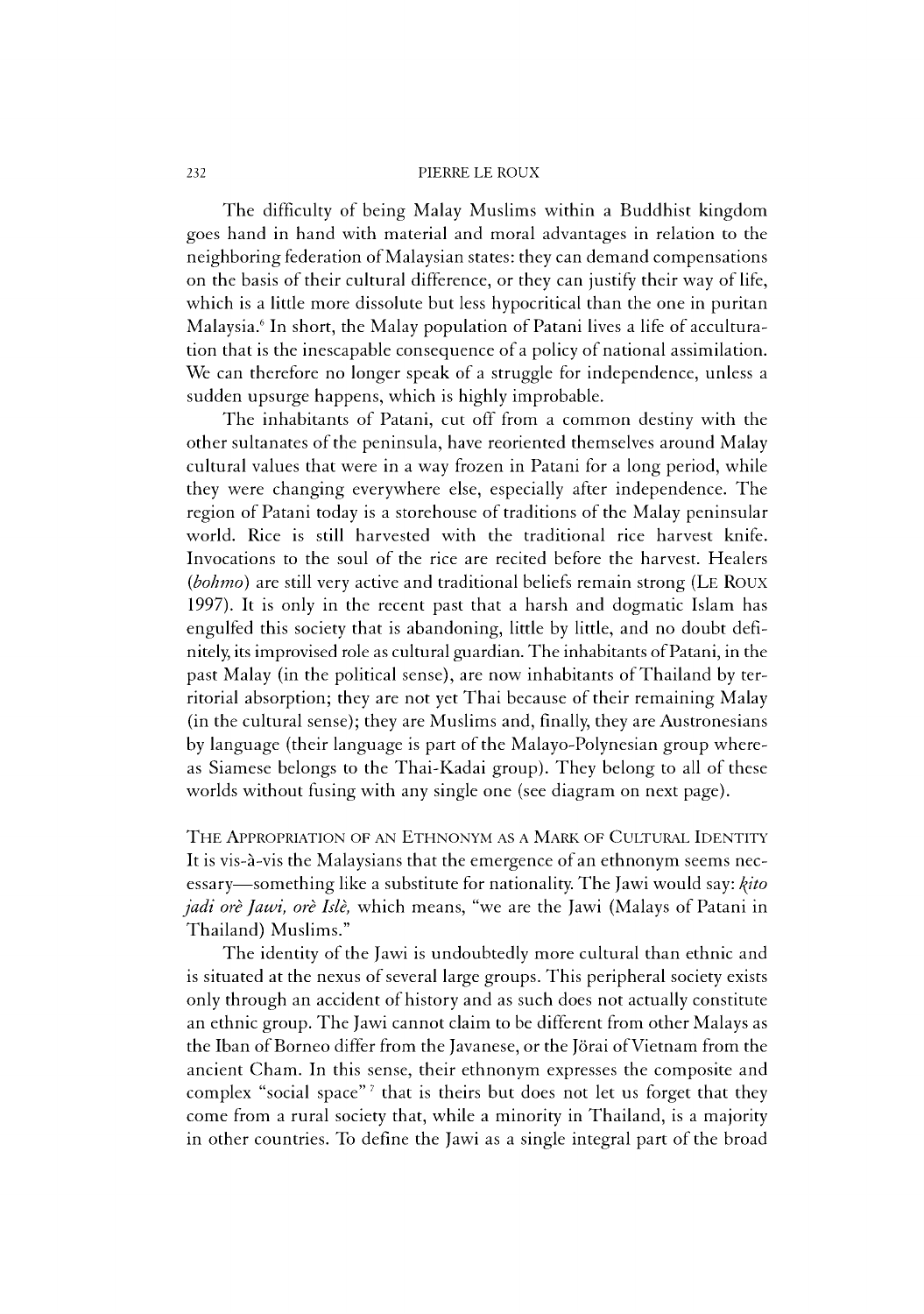The difficulty of being Malay Muslims within a Buddhist kingdom goes hand in hand with material and moral advantages in relation to the neighboring federation of Malaysian states: they can demand compensations on the basis of their cultural difference, or they can justify their way of life, which is a little more dissolute but less hypocritical than the one in puritan Malaysia.[6] In short, the Malay population of Patani lives a life of acculturation that is the inescapable consequence of a policy of national assimilation. We can therefore no longer speak of a struggle for independence, unless a sudden upsurge happens, which is highly improbable.

The inhabitants of Patani, cut off from a common destiny with the other sultanates of the peninsula, have reoriented themselves around Malay cultural values that were in a way frozen in Patani for a long period, while they were changing everywhere else, especially after independence. The region of Patani today is a storehouse of traditions of the Malay peninsular world. Rice is still harvested with the traditional rice harvest knife. Invocations to the soul of the rice are recited before the harvest. Healers (*bohmo*) are still very active and traditional beliefs remain strong (LE ROUX 1997). It is only in the recent past that a harsh and dogmatic Islam has engulfed this society that is abandoning, little by little, and no doubt definitely, its improvised role as cultural guardian. The inhabitants of Patani, in the past Malay (in the political sense), are now inhabitants of Thailand by territorial absorption; they are not yet Thai because of their remaining Malay (in the cultural sense); they are Muslims and, finally, they are Austronesians by language (their language is part of the Malayo-Polynesian group whereas Siamese belongs to the Thai-Kadai group). They belong to all of these worlds without fusing with any single one (see diagram on next page).

## THE APPROPRIATION OF AN ETHNONYM AS A MARK OF CULTURAL IDENTITY

It is vis-à-vis the Malaysians that the emergence of an ethnonym seems necessary—something like a substitute for nationality. The Jawi would say: *kito jadi orè Jawi, orè Islè,* which means, "we are the Jawi (Malays of Patani in Thailand) Muslims."

The identity of the Jawi is undoubtedly more cultural than ethnic and is situated at the nexus of several large groups. This peripheral society exists only through an accident of history and as such does not actually constitute an ethnic group. The Jawi cannot claim to be different from other Malays as the Iban of Borneo differ from the Javanese, or the Jörai of Vietnam from the ancient Cham. In this sense, their ethnonym expresses the composite and complex "social space"[7] that is theirs but does not let us forget that they come from a rural society that, while a minority in Thailand, is a majority in other countries. To define the Jawi as a single integral part of the broad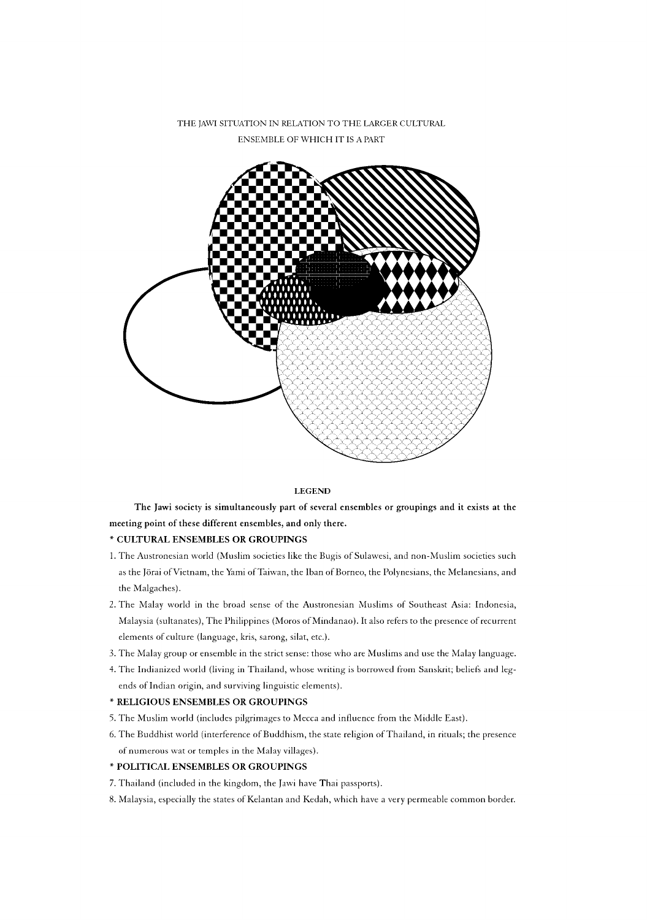THE JAWI SITUATION IN RELATION TO THE LARGER CULTURAL ENSEMBLE OF WHICH IT IS A PART

**LEGEND**

**The Jawi society is simultaneously part of several ensembles or groupings and it exists at the meeting point of these different ensembles, and only there.**

**\* CULTURAL ENSEMBLES OR GROUPINGS**

1. The Austronesian world (Muslim societies like the Bugis of Sulawesi, and non-Muslim societies such as the Jörai of Vietnam, the Yami of Taiwan, the Iban of Borneo, the Polynesians, the Melanesians, and the Malgaches).
2. The Malay world in the broad sense of the Austronesian Muslims of Southeast Asia: Indonesia, Malaysia (sultanates), The Philippines (Moros of Mindanao). It also refers to the presence of recurrent elements of culture (language, kris, sarong, silat, etc.).
3. The Malay group or ensemble in the strict sense: those who are Muslims and use the Malay language.
4. The Indianized world (living in Thailand, whose writing is borrowed from Sanskrit; beliefs and legends of Indian origin, and surviving linguistic elements).

**\* RELIGIOUS ENSEMBLES OR GROUPINGS**

5. The Muslim world (includes pilgrimages to Mecca and influence from the Middle East).
6. The Buddhist world (interference of Buddhism, the state religion of Thailand, in rituals; the presence of numerous wat or temples in the Malay villages).

**\* POLITICAL ENSEMBLES OR GROUPINGS**

7. Thailand (included in the kingdom, the Jawi have Thai passports).
8. Malaysia, especially the states of Kelantan and Kedah, which have a very permeable common border.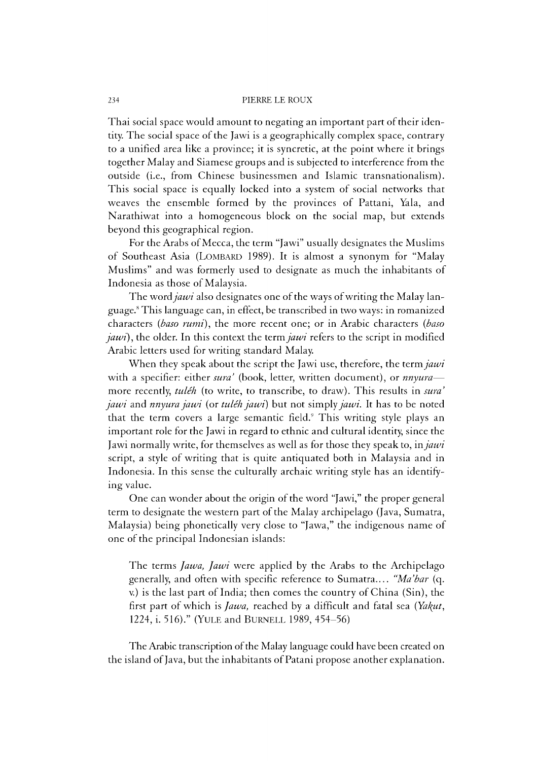Thai social space would amount to negating an important part of their identity. The social space of the Jawi is a geographically complex space, contrary to a unified area like a province; it is syncretic, at the point where it brings together Malay and Siamese groups and is subjected to interference from the outside (i.e., from Chinese businessmen and Islamic transnationalism). This social space is equally locked into a system of social networks that weaves the ensemble formed by the provinces of Pattani, Yala, and Narathiwat into a homogeneous block on the social map, but extends beyond this geographical region.

For the Arabs of Mecca, the term "Jawi" usually designates the Muslims of Southeast Asia (LOMBARD 1989). It is almost a synonym for "Malay Muslims" and was formerly used to designate as much the inhabitants of Indonesia as those of Malaysia.

The word *jawi* also designates one of the ways of writing the Malay language.[8] This language can, in effect, be transcribed in two ways: in romanized characters (*baso rumi*), the more recent one; or in Arabic characters (*baso jawi*), the older. In this context the term *jawi* refers to the script in modified Arabic letters used for writing standard Malay.

When they speak about the script the Jawi use, therefore, the term *jawi* with a specifier: either *sura'* (book, letter, written document), or *nnyura*—more recently, *tuléh* (to write, to transcribe, to draw). This results in *sura' jawi* and *nnyura jawi* (or *tuléh jawi*) but not simply *jawi*. It has to be noted that the term covers a large semantic field.[9] This writing style plays an important role for the Jawi in regard to ethnic and cultural identity, since the Jawi normally write, for themselves as well as for those they speak to, in *jawi* script, a style of writing that is quite antiquated both in Malaysia and in Indonesia. In this sense the culturally archaic writing style has an identifying value.

One can wonder about the origin of the word "Jawi," the proper general term to designate the western part of the Malay archipelago (Java, Sumatra, Malaysia) being phonetically very close to "Jawa," the indigenous name of one of the principal Indonesian islands:

> The terms *Jawa, Jawi* were applied by the Arabs to the Archipelago generally, and often with specific reference to Sumatra.... *"Ma'bar* (q. v.) is the last part of India; then comes the country of China (Sin), the first part of which is *Jawa,* reached by a difficult and fatal sea (*Yakut*, 1224, i. 516)." (YULE and BURNELL 1989, 454–56)

The Arabic transcription of the Malay language could have been created on the island of Java, but the inhabitants of Patani propose another explanation.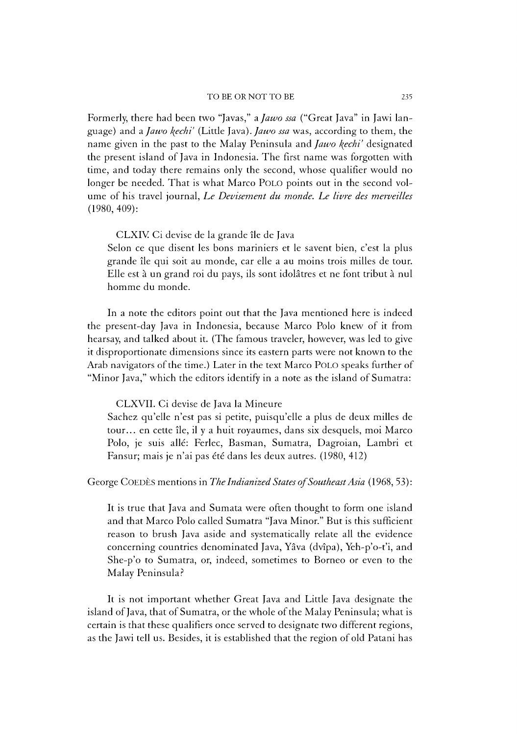Formerly, there had been two "Javas," a *Jawo ssa* ("Great Java" in Jawi language) and a *Jawo ķechi'* (Little Java). *Jawo ssa* was, according to them, the name given in the past to the Malay Peninsula and *Jawo ķechi'* designated the present island of Java in Indonesia. The first name was forgotten with time, and today there remains only the second, whose qualifier would no longer be needed. That is what Marco POLO points out in the second volume of his travel journal, *Le Devisement du monde. Le livre des merveilles* (1980, 409):

> CLXIV. Ci devise de la grande île de Java
> Selon ce que disent les bons mariniers et le savent bien, c'est la plus grande île qui soit au monde, car elle a au moins trois milles de tour. Elle est à un grand roi du pays, ils sont idolâtres et ne font tribut à nul homme du monde.

In a note the editors point out that the Java mentioned here is indeed the present-day Java in Indonesia, because Marco Polo knew of it from hearsay, and talked about it. (The famous traveler, however, was led to give it disproportionate dimensions since its eastern parts were not known to the Arab navigators of the time.) Later in the text Marco POLO speaks further of "Minor Java," which the editors identify in a note as the island of Sumatra:

> CLXVII. Ci devise de Java la Mineure
> Sachez qu'elle n'est pas si petite, puisqu'elle a plus de deux milles de tour... en cette île, il y a huit royaumes, dans six desquels, moi Marco Polo, je suis allé: Ferlec, Basman, Sumatra, Dagroian, Lambri et Fansur; mais je n'ai pas été dans les deux autres. (1980, 412)

George COEDÈS mentions in *The Indianized States of Southeast Asia* (1968, 53):

> It is true that Java and Sumata were often thought to form one island and that Marco Polo called Sumatra "Java Minor." But is this sufficient reason to brush Java aside and systematically relate all the evidence concerning countries denominated Java, Yâva (dvîpa), Yeh-p'o-t'i, and She-p'o to Sumatra, or, indeed, sometimes to Borneo or even to the Malay Peninsula?

It is not important whether Great Java and Little Java designate the island of Java, that of Sumatra, or the whole of the Malay Peninsula; what is certain is that these qualifiers once served to designate two different regions, as the Jawi tell us. Besides, it is established that the region of old Patani has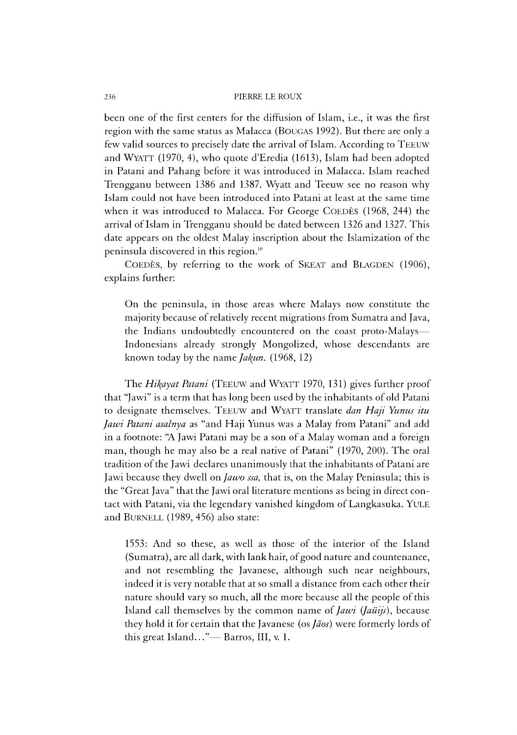been one of the first centers for the diffusion of Islam, i.e., it was the first region with the same status as Malacca (BOUGAS 1992). But there are only a few valid sources to precisely date the arrival of Islam. According to TEEUW and WYATT (1970, 4), who quote d'Eredia (1613), Islam had been adopted in Patani and Pahang before it was introduced in Malacca. Islam reached Trengganu between 1386 and 1387. Wyatt and Teeuw see no reason why Islam could not have been introduced into Patani at least at the same time when it was introduced to Malacca. For George COEDÈS (1968, 244) the arrival of Islam in Trengganu should be dated between 1326 and 1327. This date appears on the oldest Malay inscription about the Islamization of the peninsula discovered in this region.[10]

COEDÈS, by referring to the work of SKEAT and BLAGDEN (1906), explains further:

> On the peninsula, in those areas where Malays now constitute the majority because of relatively recent migrations from Sumatra and Java, the Indians undoubtedly encountered on the coast proto-Malays—Indonesians already strongly Mongolized, whose descendants are known today by the name *Jakun.* (1968, 12)

The *Hikayat Patani* (TEEUW and WYATT 1970, 131) gives further proof that "Jawi" is a term that has long been used by the inhabitants of old Patani to designate themselves. TEEUW and WYATT translate *dan Haji Yunus itu Jawi Patani asalnya* as "and Haji Yunus was a Malay from Patani" and add in a footnote: "A Jawi Patani may be a son of a Malay woman and a foreign man, though he may also be a real native of Patani" (1970, 200). The oral tradition of the Jawi declares unanimously that the inhabitants of Patani are Jawi because they dwell on *Jawo ssa,* that is, on the Malay Peninsula; this is the "Great Java" that the Jawi oral literature mentions as being in direct contact with Patani, via the legendary vanished kingdom of Langkasuka. YULE and BURNELL (1989, 456) also state:

> 1553: And so these, as well as those of the interior of the Island (Sumatra), are all dark, with lank hair, of good nature and countenance, and not resembling the Javanese, although such near neighbours, indeed it is very notable that at so small a distance from each other their nature should vary so much, all the more because all the people of this Island call themselves by the common name of *Jawi* (*Jaüijs*), because they hold it for certain that the Javanese (os *Jãos*) were formerly lords of this great Island..."— Barros, III, v. 1.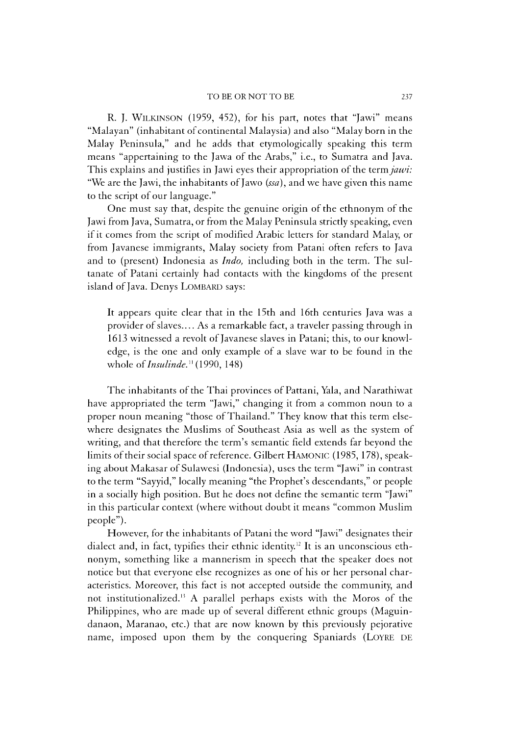R. J. WILKINSON (1959, 452), for his part, notes that "Jawi" means "Malayan" (inhabitant of continental Malaysia) and also "Malay born in the Malay Peninsula," and he adds that etymologically speaking this term means "appertaining to the Jawa of the Arabs," i.e., to Sumatra and Java. This explains and justifies in Jawi eyes their appropriation of the term *jawi:* "We are the Jawi, the inhabitants of Jawo (*ssa*), and we have given this name to the script of our language."

One must say that, despite the genuine origin of the ethnonym of the Jawi from Java, Sumatra, or from the Malay Peninsula strictly speaking, even if it comes from the script of modified Arabic letters for standard Malay, or from Javanese immigrants, Malay society from Patani often refers to Java and to (present) Indonesia as *Indo,* including both in the term. The sultanate of Patani certainly had contacts with the kingdoms of the present island of Java. Denys LOMBARD says:

> It appears quite clear that in the 15th and 16th centuries Java was a provider of slaves.... As a remarkable fact, a traveler passing through in 1613 witnessed a revolt of Javanese slaves in Patani; this, to our knowledge, is the one and only example of a slave war to be found in the whole of *Insulinde.*[11] (1990, 148)

The inhabitants of the Thai provinces of Pattani, Yala, and Narathiwat have appropriated the term "Jawi," changing it from a common noun to a proper noun meaning "those of Thailand." They know that this term elsewhere designates the Muslims of Southeast Asia as well as the system of writing, and that therefore the term's semantic field extends far beyond the limits of their social space of reference. Gilbert HAMONIC (1985, 178), speaking about Makasar of Sulawesi (Indonesia), uses the term "Jawi" in contrast to the term "Sayyid," locally meaning "the Prophet's descendants," or people in a socially high position. But he does not define the semantic term "Jawi" in this particular context (where without doubt it means "common Muslim people").

However, for the inhabitants of Patani the word "Jawi" designates their dialect and, in fact, typifies their ethnic identity.[12] It is an unconscious ethnonym, something like a mannerism in speech that the speaker does not notice but that everyone else recognizes as one of his or her personal characteristics. Moreover, this fact is not accepted outside the community, and not institutionalized.[13] A parallel perhaps exists with the Moros of the Philippines, who are made up of several different ethnic groups (Maguindanaon, Maranao, etc.) that are now known by this previously pejorative name, imposed upon them by the conquering Spaniards (LOYRE DE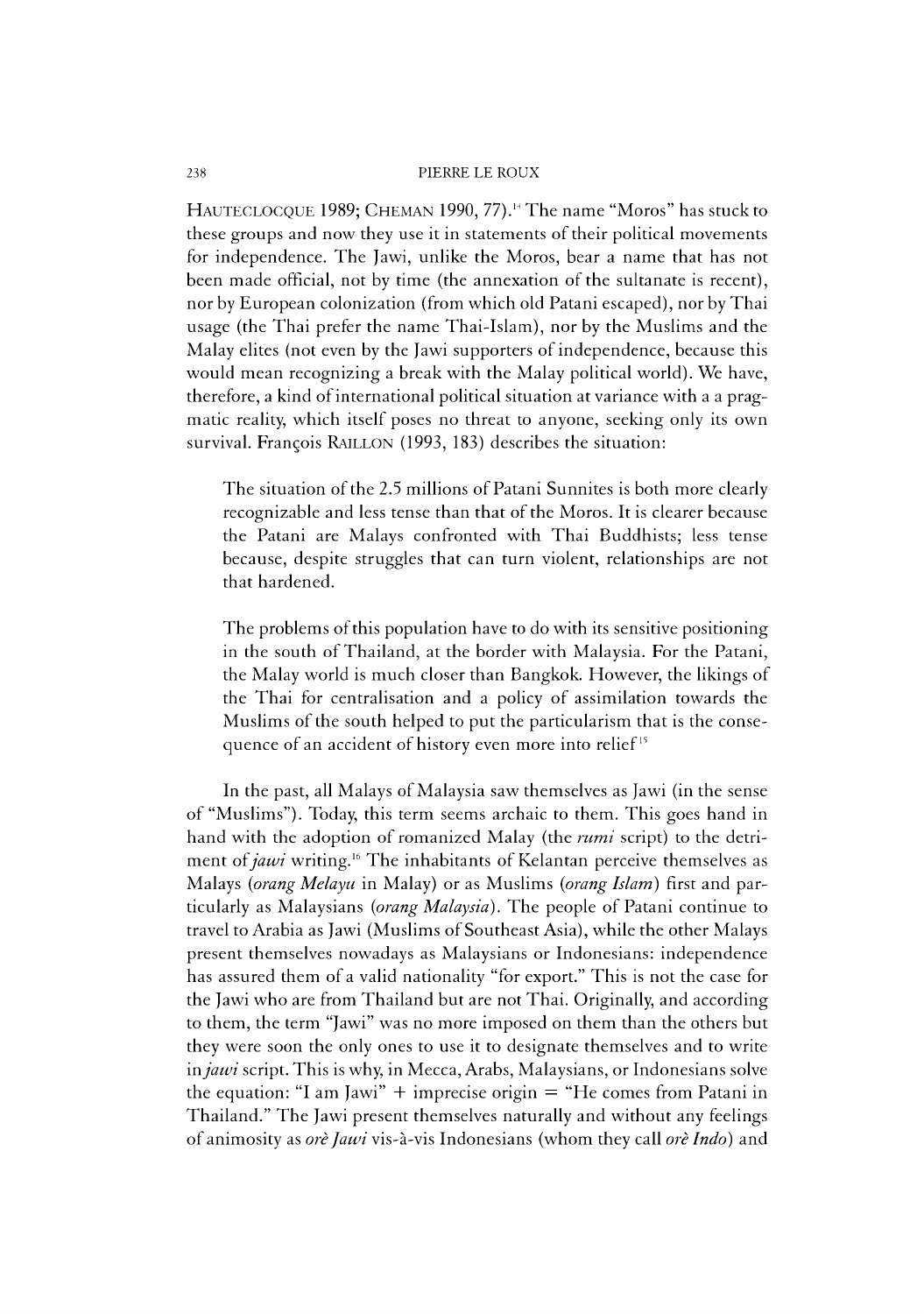HAUTECLOCQUE 1989; CHEMAN 1990, 77).[14] The name "Moros" has stuck to these groups and now they use it in statements of their political movements for independence. The Jawi, unlike the Moros, bear a name that has not been made official, not by time (the annexation of the sultanate is recent), nor by European colonization (from which old Patani escaped), nor by Thai usage (the Thai prefer the name Thai-Islam), nor by the Muslims and the Malay elites (not even by the Jawi supporters of independence, because this would mean recognizing a break with the Malay political world). We have, therefore, a kind of international political situation at variance with a a pragmatic reality, which itself poses no threat to anyone, seeking only its own survival. François RAILLON (1993, 183) describes the situation:

> The situation of the 2.5 millions of Patani Sunnites is both more clearly recognizable and less tense than that of the Moros. It is clearer because the Patani are Malays confronted with Thai Buddhists; less tense because, despite struggles that can turn violent, relationships are not that hardened.
>
> The problems of this population have to do with its sensitive positioning in the south of Thailand, at the border with Malaysia. For the Patani, the Malay world is much closer than Bangkok. However, the likings of the Thai for centralisation and a policy of assimilation towards the Muslims of the south helped to put the particularism that is the consequence of an accident of history even more into relief[15]

In the past, all Malays of Malaysia saw themselves as Jawi (in the sense of "Muslims"). Today, this term seems archaic to them. This goes hand in hand with the adoption of romanized Malay (the *rumi* script) to the detriment of *jawi* writing.[16] The inhabitants of Kelantan perceive themselves as Malays (*orang Melayu* in Malay) or as Muslims (*orang Islam*) first and particularly as Malaysians (*orang Malaysia*). The people of Patani continue to travel to Arabia as Jawi (Muslims of Southeast Asia), while the other Malays present themselves nowadays as Malaysians or Indonesians: independence has assured them of a valid nationality "for export." This is not the case for the Jawi who are from Thailand but are not Thai. Originally, and according to them, the term "Jawi" was no more imposed on them than the others but they were soon the only ones to use it to designate themselves and to write in *jawi* script. This is why, in Mecca, Arabs, Malaysians, or Indonesians solve the equation: "I am Jawi" + imprecise origin = "He comes from Patani in Thailand." The Jawi present themselves naturally and without any feelings of animosity as *orè Jawi* vis-à-vis Indonesians (whom they call *orè Indo*) and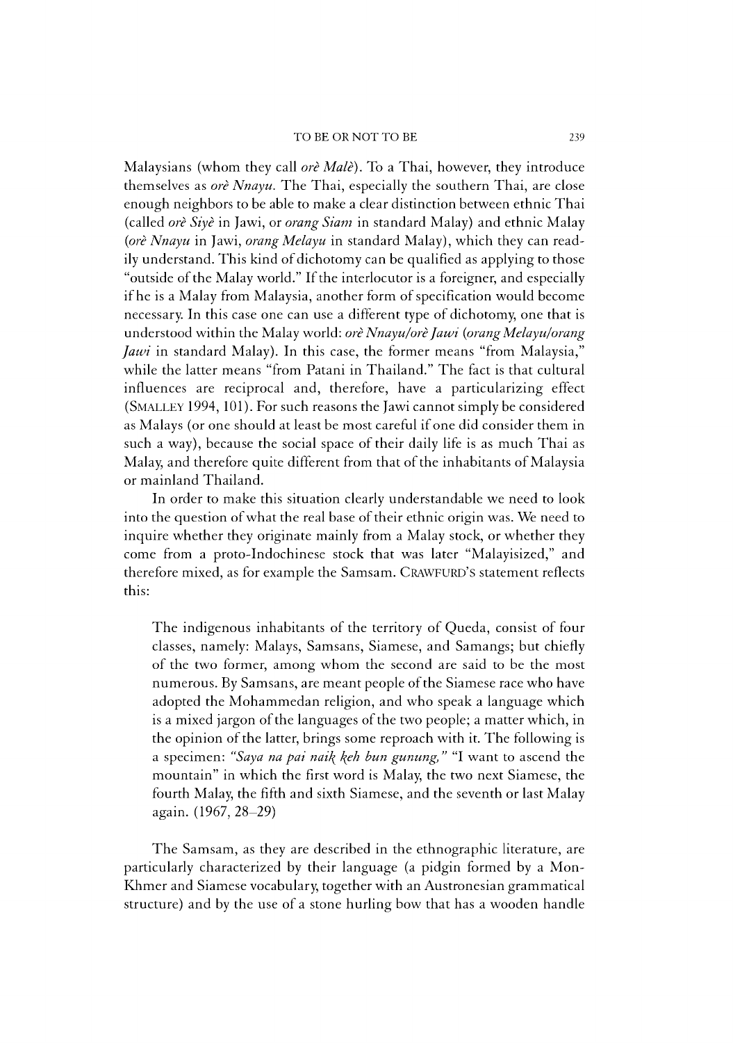Malaysians (whom they call *orè Malè*). To a Thai, however, they introduce themselves as *orè Nnayu*. The Thai, especially the southern Thai, are close enough neighbors to be able to make a clear distinction between ethnic Thai (called *orè Siyè* in Jawi, or *orang Siam* in standard Malay) and ethnic Malay (*orè Nnayu* in Jawi, *orang Melayu* in standard Malay), which they can readily understand. This kind of dichotomy can be qualified as applying to those "outside of the Malay world." If the interlocutor is a foreigner, and especially if he is a Malay from Malaysia, another form of specification would become necessary. In this case one can use a different type of dichotomy, one that is understood within the Malay world: *orè Nnayu/orè Jawi* (*orang Melayu/orang Jawi* in standard Malay). In this case, the former means "from Malaysia," while the latter means "from Patani in Thailand." The fact is that cultural influences are reciprocal and, therefore, have a particularizing effect (SMALLEY 1994, 101). For such reasons the Jawi cannot simply be considered as Malays (or one should at least be most careful if one did consider them in such a way), because the social space of their daily life is as much Thai as Malay, and therefore quite different from that of the inhabitants of Malaysia or mainland Thailand.

In order to make this situation clearly understandable we need to look into the question of what the real base of their ethnic origin was. We need to inquire whether they originate mainly from a Malay stock, or whether they come from a proto-Indochinese stock that was later "Malayisized," and therefore mixed, as for example the Samsam. CRAWFURD'S statement reflects this:

> The indigenous inhabitants of the territory of Queda, consist of four classes, namely: Malays, Samsans, Siamese, and Samangs; but chiefly of the two former, among whom the second are said to be the most numerous. By Samsans, are meant people of the Siamese race who have adopted the Mohammedan religion, and who speak a language which is a mixed jargon of the languages of the two people; a matter which, in the opinion of the latter, brings some reproach with it. The following is a specimen: *"Saya na pai naik keh bun gunung,"* "I want to ascend the mountain" in which the first word is Malay, the two next Siamese, the fourth Malay, the fifth and sixth Siamese, and the seventh or last Malay again. (1967, 28–29)

The Samsam, as they are described in the ethnographic literature, are particularly characterized by their language (a pidgin formed by a Mon-Khmer and Siamese vocabulary, together with an Austronesian grammatical structure) and by the use of a stone hurling bow that has a wooden handle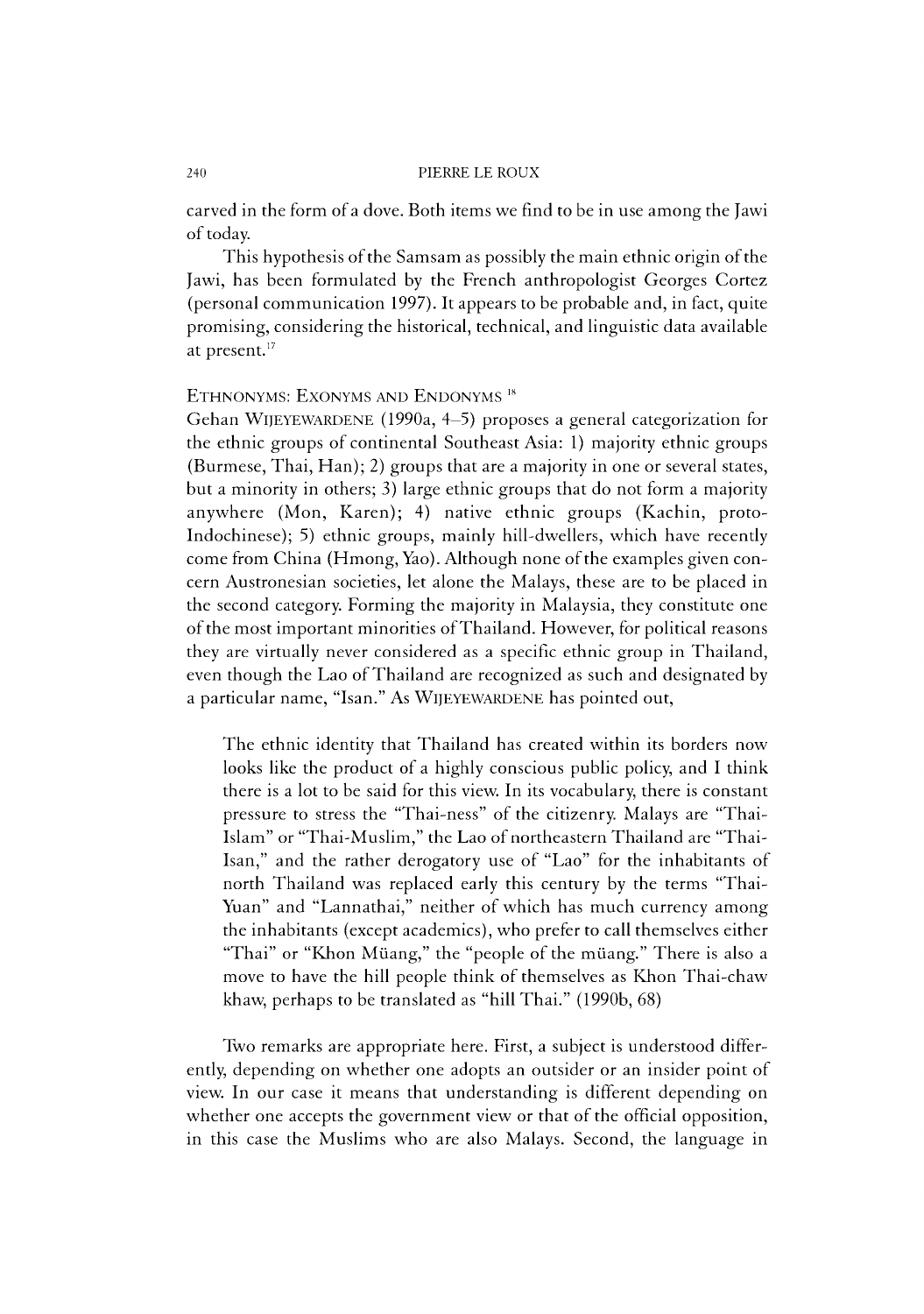carved in the form of a dove. Both items we find to be in use among the Jawi of today.

This hypothesis of the Samsam as possibly the main ethnic origin of the Jawi, has been formulated by the French anthropologist Georges Cortez (personal communication 1997). It appears to be probable and, in fact, quite promising, considering the historical, technical, and linguistic data available at present.[17]

## Ethnonyms: Exonyms and Endonyms [18]

Gehan Wijeyewardene (1990a, 4–5) proposes a general categorization for the ethnic groups of continental Southeast Asia: 1) majority ethnic groups (Burmese, Thai, Han); 2) groups that are a majority in one or several states, but a minority in others; 3) large ethnic groups that do not form a majority anywhere (Mon, Karen); 4) native ethnic groups (Kachin, proto-Indochinese); 5) ethnic groups, mainly hill-dwellers, which have recently come from China (Hmong, Yao). Although none of the examples given concern Austronesian societies, let alone the Malays, these are to be placed in the second category. Forming the majority in Malaysia, they constitute one of the most important minorities of Thailand. However, for political reasons they are virtually never considered as a specific ethnic group in Thailand, even though the Lao of Thailand are recognized as such and designated by a particular name, "Isan." As Wijeyewardene has pointed out,

> The ethnic identity that Thailand has created within its borders now looks like the product of a highly conscious public policy, and I think there is a lot to be said for this view. In its vocabulary, there is constant pressure to stress the "Thai-ness" of the citizenry. Malays are "Thai-Islam" or "Thai-Muslim," the Lao of northeastern Thailand are "Thai-Isan," and the rather derogatory use of "Lao" for the inhabitants of north Thailand was replaced early this century by the terms "Thai-Yuan" and "Lannathai," neither of which has much currency among the inhabitants (except academics), who prefer to call themselves either "Thai" or "Khon Müang," the "people of the müang." There is also a move to have the hill people think of themselves as Khon Thai-chaw khaw, perhaps to be translated as "hill Thai." (1990b, 68)

Two remarks are appropriate here. First, a subject is understood differently, depending on whether one adopts an outsider or an insider point of view. In our case it means that understanding is different depending on whether one accepts the government view or that of the official opposition, in this case the Muslims who are also Malays. Second, the language in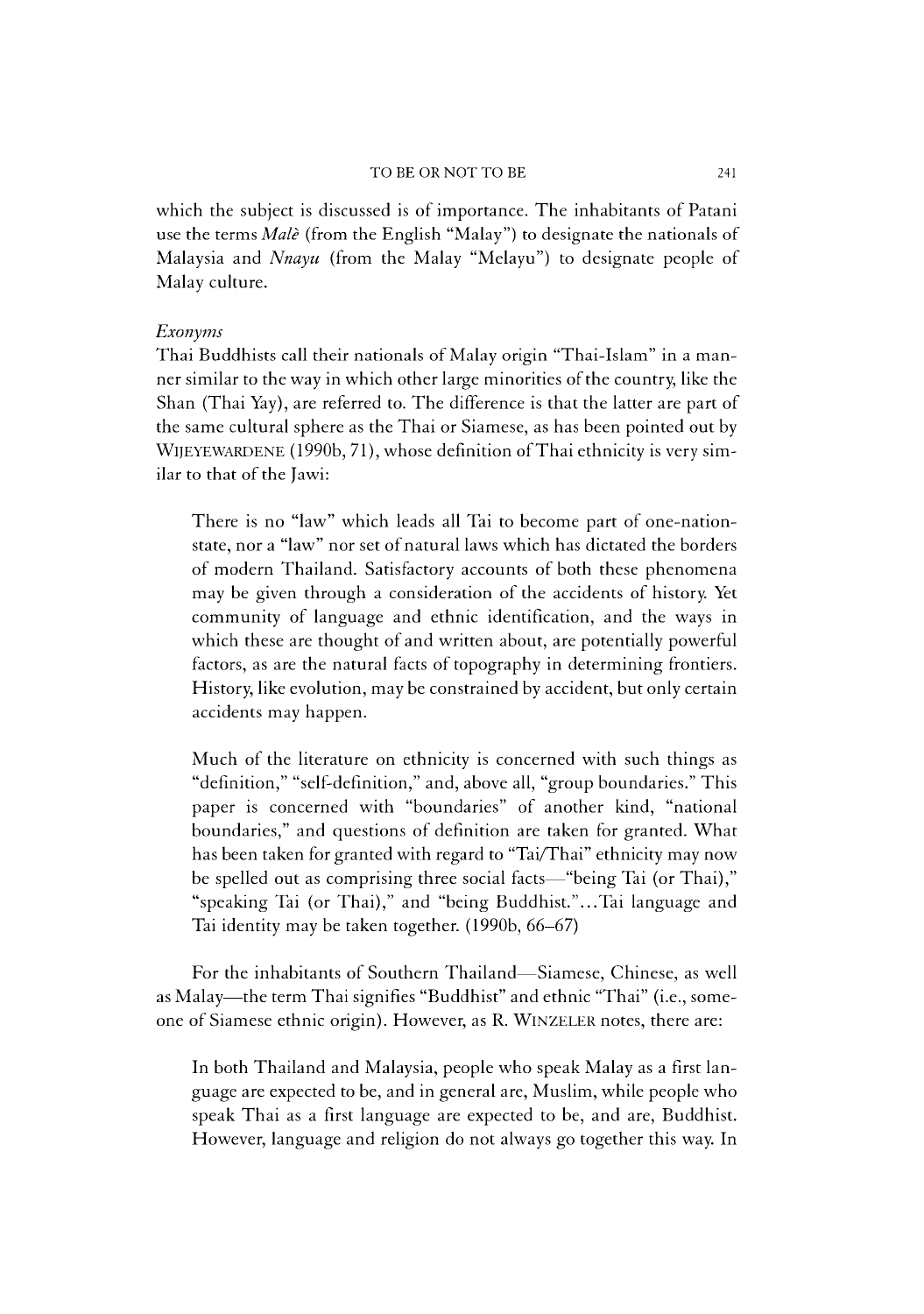which the subject is discussed is of importance. The inhabitants of Patani use the terms *Malè* (from the English "Malay") to designate the nationals of Malaysia and *Nnayu* (from the Malay "Melayu") to designate people of Malay culture.

*Exonyms*

Thai Buddhists call their nationals of Malay origin "Thai-Islam" in a manner similar to the way in which other large minorities of the country, like the Shan (Thai Yay), are referred to. The difference is that the latter are part of the same cultural sphere as the Thai or Siamese, as has been pointed out by WIJEYEWARDENE (1990b, 71), whose definition of Thai ethnicity is very similar to that of the Jawi:

> There is no "law" which leads all Tai to become part of one-nation-state, nor a "law" nor set of natural laws which has dictated the borders of modern Thailand. Satisfactory accounts of both these phenomena may be given through a consideration of the accidents of history. Yet community of language and ethnic identification, and the ways in which these are thought of and written about, are potentially powerful factors, as are the natural facts of topography in determining frontiers. History, like evolution, may be constrained by accident, but only certain accidents may happen.
>
> Much of the literature on ethnicity is concerned with such things as "definition," "self-definition," and, above all, "group boundaries." This paper is concerned with "boundaries" of another kind, "national boundaries," and questions of definition are taken for granted. What has been taken for granted with regard to "Tai/Thai" ethnicity may now be spelled out as comprising three social facts—"being Tai (or Thai)," "speaking Tai (or Thai)," and "being Buddhist."...Tai language and Tai identity may be taken together. (1990b, 66–67)

For the inhabitants of Southern Thailand—Siamese, Chinese, as well as Malay—the term Thai signifies "Buddhist" and ethnic "Thai" (i.e., someone of Siamese ethnic origin). However, as R. WINZELER notes, there are:

> In both Thailand and Malaysia, people who speak Malay as a first language are expected to be, and in general are, Muslim, while people who speak Thai as a first language are expected to be, and are, Buddhist. However, language and religion do not always go together this way. In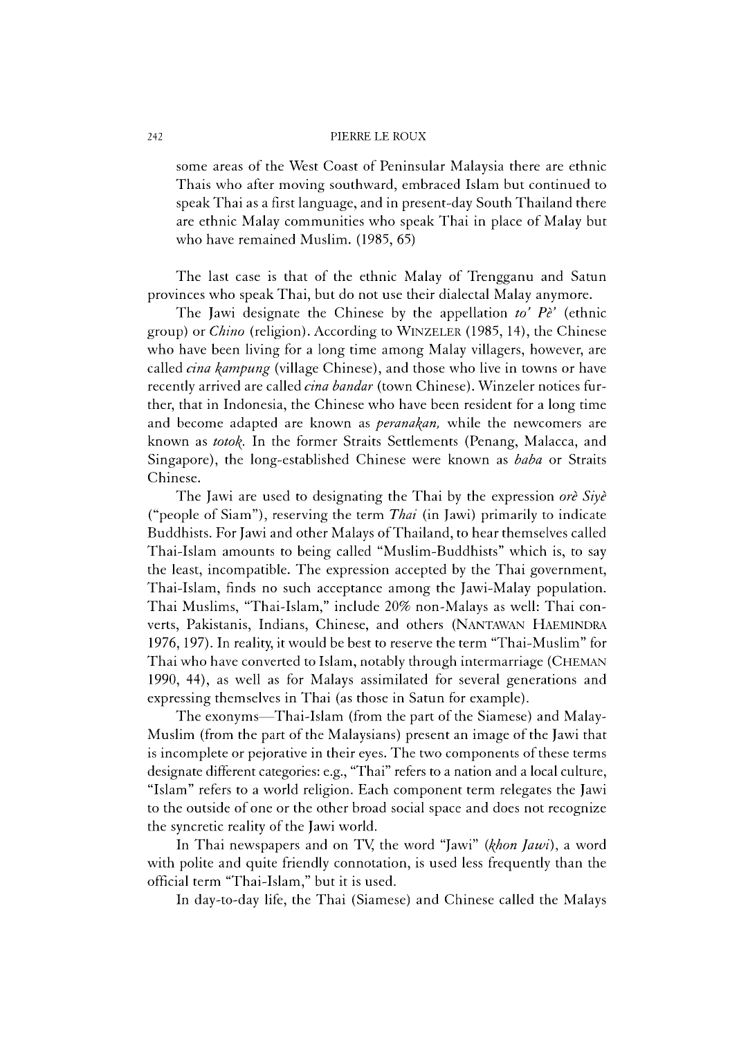some areas of the West Coast of Peninsular Malaysia there are ethnic Thais who after moving southward, embraced Islam but continued to speak Thai as a first language, and in present-day South Thailand there are ethnic Malay communities who speak Thai in place of Malay but who have remained Muslim. (1985, 65)

The last case is that of the ethnic Malay of Trengganu and Satun provinces who speak Thai, but do not use their dialectal Malay anymore.

The Jawi designate the Chinese by the appellation *to' Pè'* (ethnic group) or *Chino* (religion). According to WINZELER (1985, 14), the Chinese who have been living for a long time among Malay villagers, however, are called *cina kampung* (village Chinese), and those who live in towns or have recently arrived are called *cina bandar* (town Chinese). Winzeler notices further, that in Indonesia, the Chinese who have been resident for a long time and become adapted are known as *peranakan,* while the newcomers are known as *totok*. In the former Straits Settlements (Penang, Malacca, and Singapore), the long-established Chinese were known as *baba* or Straits Chinese.

The Jawi are used to designating the Thai by the expression *orè Siyè* ("people of Siam"), reserving the term *Thai* (in Jawi) primarily to indicate Buddhists. For Jawi and other Malays of Thailand, to hear themselves called Thai-Islam amounts to being called "Muslim-Buddhists" which is, to say the least, incompatible. The expression accepted by the Thai government, Thai-Islam, finds no such acceptance among the Jawi-Malay population. Thai Muslims, "Thai-Islam," include 20% non-Malays as well: Thai converts, Pakistanis, Indians, Chinese, and others (NANTAWAN HAEMINDRA 1976, 197). In reality, it would be best to reserve the term "Thai-Muslim" for Thai who have converted to Islam, notably through intermarriage (CHEMAN 1990, 44), as well as for Malays assimilated for several generations and expressing themselves in Thai (as those in Satun for example).

The exonyms—Thai-Islam (from the part of the Siamese) and Malay-Muslim (from the part of the Malaysians) present an image of the Jawi that is incomplete or pejorative in their eyes. The two components of these terms designate different categories: e.g., "Thai" refers to a nation and a local culture, "Islam" refers to a world religion. Each component term relegates the Jawi to the outside of one or the other broad social space and does not recognize the syncretic reality of the Jawi world.

In Thai newspapers and on TV, the word "Jawi" (*khon Jawi*), a word with polite and quite friendly connotation, is used less frequently than the official term "Thai-Islam," but it is used.

In day-to-day life, the Thai (Siamese) and Chinese called the Malays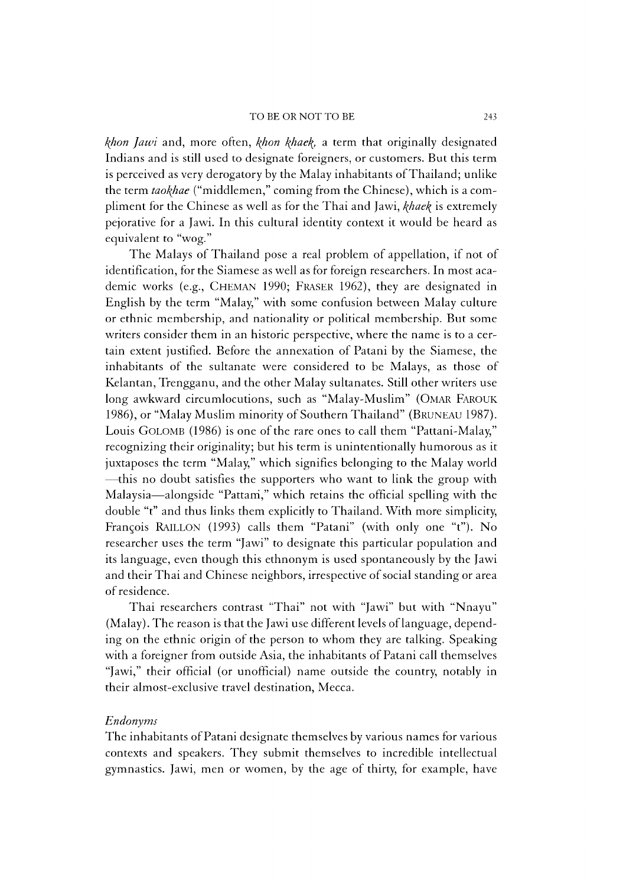*khon Jawi* and, more often, *khon khaek*, a term that originally designated Indians and is still used to designate foreigners, or customers. But this term is perceived as very derogatory by the Malay inhabitants of Thailand; unlike the term *taokhae* ("middlemen," coming from the Chinese), which is a compliment for the Chinese as well as for the Thai and Jawi, *khaek* is extremely pejorative for a Jawi. In this cultural identity context it would be heard as equivalent to "wog."

The Malays of Thailand pose a real problem of appellation, if not of identification, for the Siamese as well as for foreign researchers. In most academic works (e.g., CHEMAN 1990; FRASER 1962), they are designated in English by the term "Malay," with some confusion between Malay culture or ethnic membership, and nationality or political membership. But some writers consider them in an historic perspective, where the name is to a certain extent justified. Before the annexation of Patani by the Siamese, the inhabitants of the sultanate were considered to be Malays, as those of Kelantan, Trengganu, and the other Malay sultanates. Still other writers use long awkward circumlocutions, such as "Malay-Muslim" (OMAR FAROUK 1986), or "Malay Muslim minority of Southern Thailand" (BRUNEAU 1987). Louis GOLOMB (1986) is one of the rare ones to call them "Pattani-Malay," recognizing their originality; but his term is unintentionally humorous as it juxtaposes the term "Malay," which signifies belonging to the Malay world—this no doubt satisfies the supporters who want to link the group with Malaysia—alongside "Pattani," which retains the official spelling with the double "t" and thus links them explicitly to Thailand. With more simplicity, François RAILLON (1993) calls them "Patani" (with only one "t"). No researcher uses the term "Jawi" to designate this particular population and its language, even though this ethnonym is used spontaneously by the Jawi and their Thai and Chinese neighbors, irrespective of social standing or area of residence.

Thai researchers contrast "Thai" not with "Jawi" but with "Nnayu" (Malay). The reason is that the Jawi use different levels of language, depending on the ethnic origin of the person to whom they are talking. Speaking with a foreigner from outside Asia, the inhabitants of Patani call themselves "Jawi," their official (or unofficial) name outside the country, notably in their almost-exclusive travel destination, Mecca.

*Endonyms*

The inhabitants of Patani designate themselves by various names for various contexts and speakers. They submit themselves to incredible intellectual gymnastics. Jawi, men or women, by the age of thirty, for example, have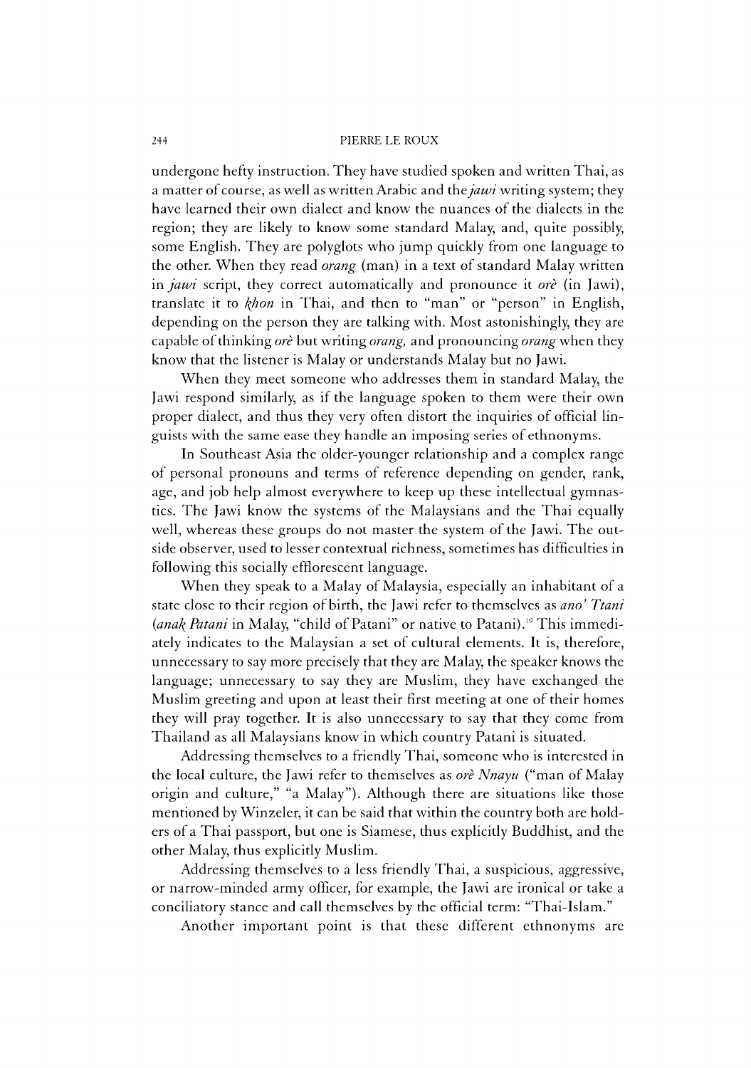undergone hefty instruction. They have studied spoken and written Thai, as a matter of course, as well as written Arabic and the *jawi* writing system; they have learned their own dialect and know the nuances of the dialects in the region; they are likely to know some standard Malay, and, quite possibly, some English. They are polyglots who jump quickly from one language to the other. When they read *orang* (man) in a text of standard Malay written in *jawi* script, they correct automatically and pronounce it *orè* (in Jawi), translate it to *khon* in Thai, and then to "man" or "person" in English, depending on the person they are talking with. Most astonishingly, they are capable of thinking *orè* but writing *orang*, and pronouncing *orang* when they know that the listener is Malay or understands Malay but no Jawi.

When they meet someone who addresses them in standard Malay, the Jawi respond similarly, as if the language spoken to them were their own proper dialect, and thus they very often distort the inquiries of official linguists with the same ease they handle an imposing series of ethnonyms.

In Southeast Asia the older-younger relationship and a complex range of personal pronouns and terms of reference depending on gender, rank, age, and job help almost everywhere to keep up these intellectual gymnastics. The Jawi know the systems of the Malaysians and the Thai equally well, whereas these groups do not master the system of the Jawi. The outside observer, used to lesser contextual richness, sometimes has difficulties in following this socially efflorescent language.

When they speak to a Malay of Malaysia, especially an inhabitant of a state close to their region of birth, the Jawi refer to themselves as *ano' Ttani* (*anak Patani* in Malay, "child of Patani" or native to Patani).[19] This immediately indicates to the Malaysian a set of cultural elements. It is, therefore, unnecessary to say more precisely that they are Malay, the speaker knows the language; unnecessary to say they are Muslim, they have exchanged the Muslim greeting and upon at least their first meeting at one of their homes they will pray together. It is also unnecessary to say that they come from Thailand as all Malaysians know in which country Patani is situated.

Addressing themselves to a friendly Thai, someone who is interested in the local culture, the Jawi refer to themselves as *orè Nnayu* ("man of Malay origin and culture," "a Malay"). Although there are situations like those mentioned by Winzeler, it can be said that within the country both are holders of a Thai passport, but one is Siamese, thus explicitly Buddhist, and the other Malay, thus explicitly Muslim.

Addressing themselves to a less friendly Thai, a suspicious, aggressive, or narrow-minded army officer, for example, the Jawi are ironical or take a conciliatory stance and call themselves by the official term: "Thai-Islam."

Another important point is that these different ethnonyms are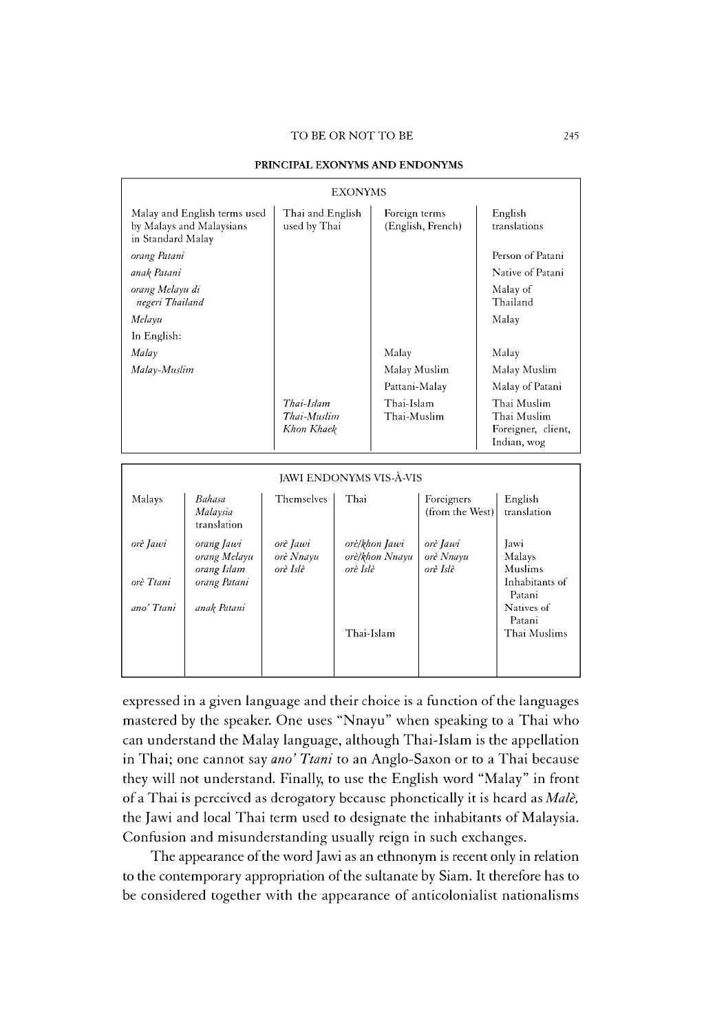**PRINCIPAL EXONYMS AND ENDONYMS**

| EXONYMS | | | |
|---|---|---|---|
| Malay and English terms used by Malays and Malaysians in Standard Malay | Thai and English used by Thai | Foreign terms (English, French) | English translations |
| *orang Patani* | | | Person of Patani |
| *anak Patani* | | | Native of Patani |
| *orang Melayu di negeri Thailand* | | | Malay of Thailand |
| *Melayu* | | | Malay |
| In English: | | | |
| *Malay* | | Malay | Malay |
| *Malay-Muslim* | | Malay Muslim | Malay Muslim |
| | | Pattani-Malay | Malay of Patani |
| | *Thai-Islam* | Thai-Islam | Thai Muslim |
| | *Thai-Muslim* | Thai-Muslim | Thai Muslim |
| | *Khon Khaek* | | Foreigner, client, Indian, wog |

| JAWI ENDONYMS VIS-À-VIS | | | | | |
|---|---|---|---|---|---|
| Malays | *Bahasa Malaysia* translation | Themselves | Thai | Foreigners (from the West) | English translation |
| *orè Jawi* | *orang Jawi* | *orè Jawi* | *orè/khon Jawi* | *orè Jawi* | Jawi |
| | *orang Melayu* | *orè Nnayu* | *orè/khon Nnayu* | *orè Nnayu* | Malays |
| | *orang Islam* | *orè Islè* | *orè Islè* | *orè Islè* | Muslims |
| *orè Ttani* | *orang Patani* | | | | Inhabitants of Patani |
| *ano' Ttani* | *anak Patani* | | | | Natives of Patani |
| | | | Thai-Islam | | Thai Muslims |

expressed in a given language and their choice is a function of the languages mastered by the speaker. One uses "Nnayu" when speaking to a Thai who can understand the Malay language, although Thai-Islam is the appellation in Thai; one cannot say *ano' Ttani* to an Anglo-Saxon or to a Thai because they will not understand. Finally, to use the English word "Malay" in front of a Thai is perceived as derogatory because phonetically it is heard as *Malè,* the Jawi and local Thai term used to designate the inhabitants of Malaysia. Confusion and misunderstanding usually reign in such exchanges.

The appearance of the word Jawi as an ethnonym is recent only in relation to the contemporary appropriation of the sultanate by Siam. It therefore has to be considered together with the appearance of anticolonialist nationalisms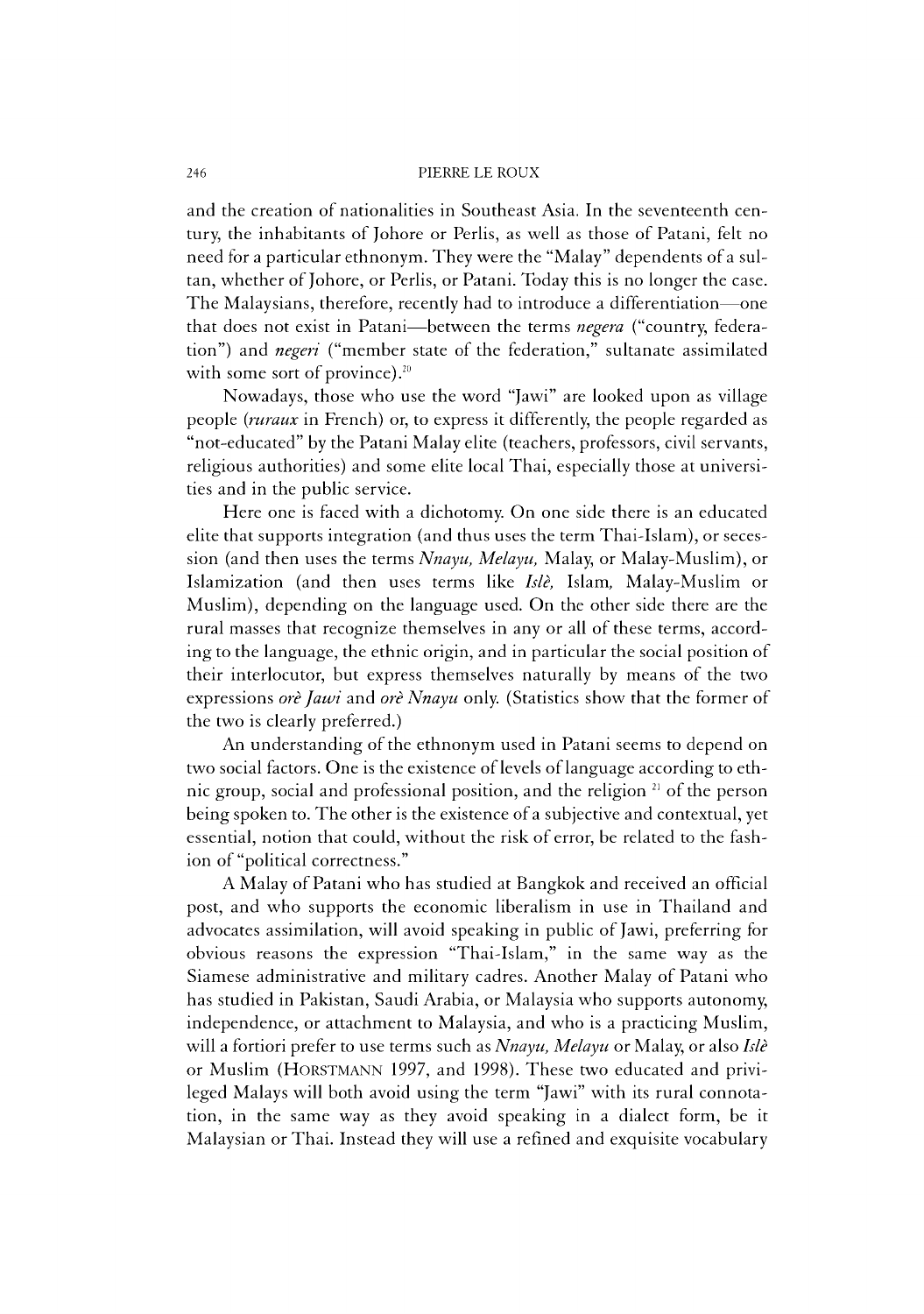and the creation of nationalities in Southeast Asia. In the seventeenth century, the inhabitants of Johore or Perlis, as well as those of Patani, felt no need for a particular ethnonym. They were the "Malay" dependents of a sultan, whether of Johore, or Perlis, or Patani. Today this is no longer the case. The Malaysians, therefore, recently had to introduce a differentiation—one that does not exist in Patani—between the terms *negera* ("country, federation") and *negeri* ("member state of the federation," sultanate assimilated with some sort of province).[20]

Nowadays, those who use the word "Jawi" are looked upon as village people (*ruraux* in French) or, to express it differently, the people regarded as "not-educated" by the Patani Malay elite (teachers, professors, civil servants, religious authorities) and some elite local Thai, especially those at universities and in the public service.

Here one is faced with a dichotomy. On one side there is an educated elite that supports integration (and thus uses the term Thai-Islam), or secession (and then uses the terms *Nnayu, Melayu,* Malay, or Malay-Muslim), or Islamization (and then uses terms like *Islè,* Islam, Malay-Muslim or Muslim), depending on the language used. On the other side there are the rural masses that recognize themselves in any or all of these terms, according to the language, the ethnic origin, and in particular the social position of their interlocutor, but express themselves naturally by means of the two expressions *orè Jawi* and *orè Nnayu* only. (Statistics show that the former of the two is clearly preferred.)

An understanding of the ethnonym used in Patani seems to depend on two social factors. One is the existence of levels of language according to ethnic group, social and professional position, and the religion [21] of the person being spoken to. The other is the existence of a subjective and contextual, yet essential, notion that could, without the risk of error, be related to the fashion of "political correctness."

A Malay of Patani who has studied at Bangkok and received an official post, and who supports the economic liberalism in use in Thailand and advocates assimilation, will avoid speaking in public of Jawi, preferring for obvious reasons the expression "Thai-Islam," in the same way as the Siamese administrative and military cadres. Another Malay of Patani who has studied in Pakistan, Saudi Arabia, or Malaysia who supports autonomy, independence, or attachment to Malaysia, and who is a practicing Muslim, will a fortiori prefer to use terms such as *Nnayu, Melayu* or Malay, or also *Islè* or Muslim (HORSTMANN 1997, and 1998). These two educated and privileged Malays will both avoid using the term "Jawi" with its rural connotation, in the same way as they avoid speaking in a dialect form, be it Malaysian or Thai. Instead they will use a refined and exquisite vocabulary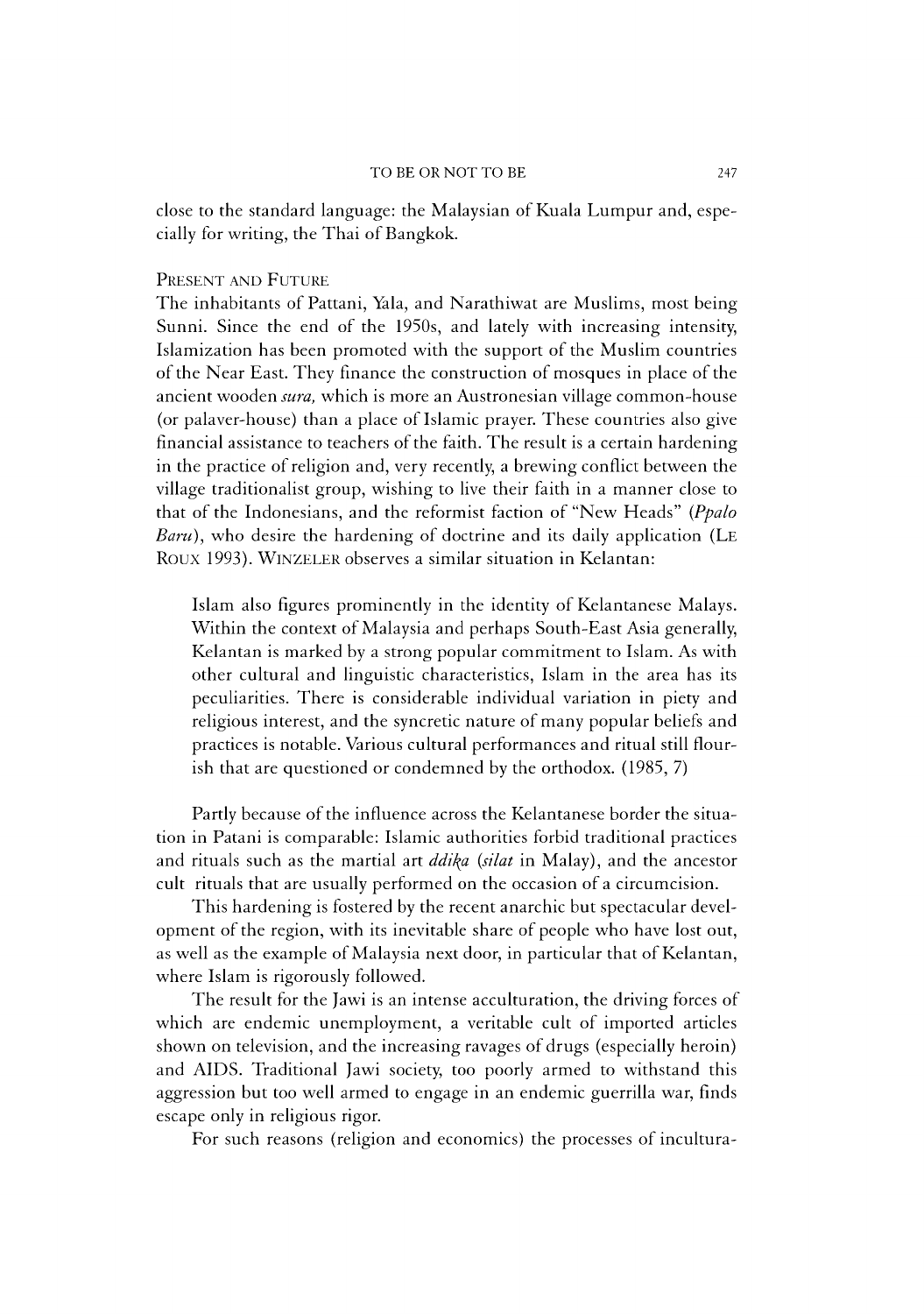close to the standard language: the Malaysian of Kuala Lumpur and, especially for writing, the Thai of Bangkok.

## Present and Future

The inhabitants of Pattani, Yala, and Narathiwat are Muslims, most being Sunni. Since the end of the 1950s, and lately with increasing intensity, Islamization has been promoted with the support of the Muslim countries of the Near East. They finance the construction of mosques in place of the ancient wooden *sura,* which is more an Austronesian village common-house (or palaver-house) than a place of Islamic prayer. These countries also give financial assistance to teachers of the faith. The result is a certain hardening in the practice of religion and, very recently, a brewing conflict between the village traditionalist group, wishing to live their faith in a manner close to that of the Indonesians, and the reformist faction of "New Heads" (*Ppalo Baru*), who desire the hardening of doctrine and its daily application (Le Roux 1993). Winzeler observes a similar situation in Kelantan:

> Islam also figures prominently in the identity of Kelantanese Malays. Within the context of Malaysia and perhaps South-East Asia generally, Kelantan is marked by a strong popular commitment to Islam. As with other cultural and linguistic characteristics, Islam in the area has its peculiarities. There is considerable individual variation in piety and religious interest, and the syncretic nature of many popular beliefs and practices is notable. Various cultural performances and ritual still flourish that are questioned or condemned by the orthodox. (1985, 7)

Partly because of the influence across the Kelantanese border the situation in Patani is comparable: Islamic authorities forbid traditional practices and rituals such as the martial art *ddiḳa* (*silat* in Malay), and the ancestor cult rituals that are usually performed on the occasion of a circumcision.

This hardening is fostered by the recent anarchic but spectacular development of the region, with its inevitable share of people who have lost out, as well as the example of Malaysia next door, in particular that of Kelantan, where Islam is rigorously followed.

The result for the Jawi is an intense acculturation, the driving forces of which are endemic unemployment, a veritable cult of imported articles shown on television, and the increasing ravages of drugs (especially heroin) and AIDS. Traditional Jawi society, too poorly armed to withstand this aggression but too well armed to engage in an endemic guerrilla war, finds escape only in religious rigor.

For such reasons (religion and economics) the processes of incultura-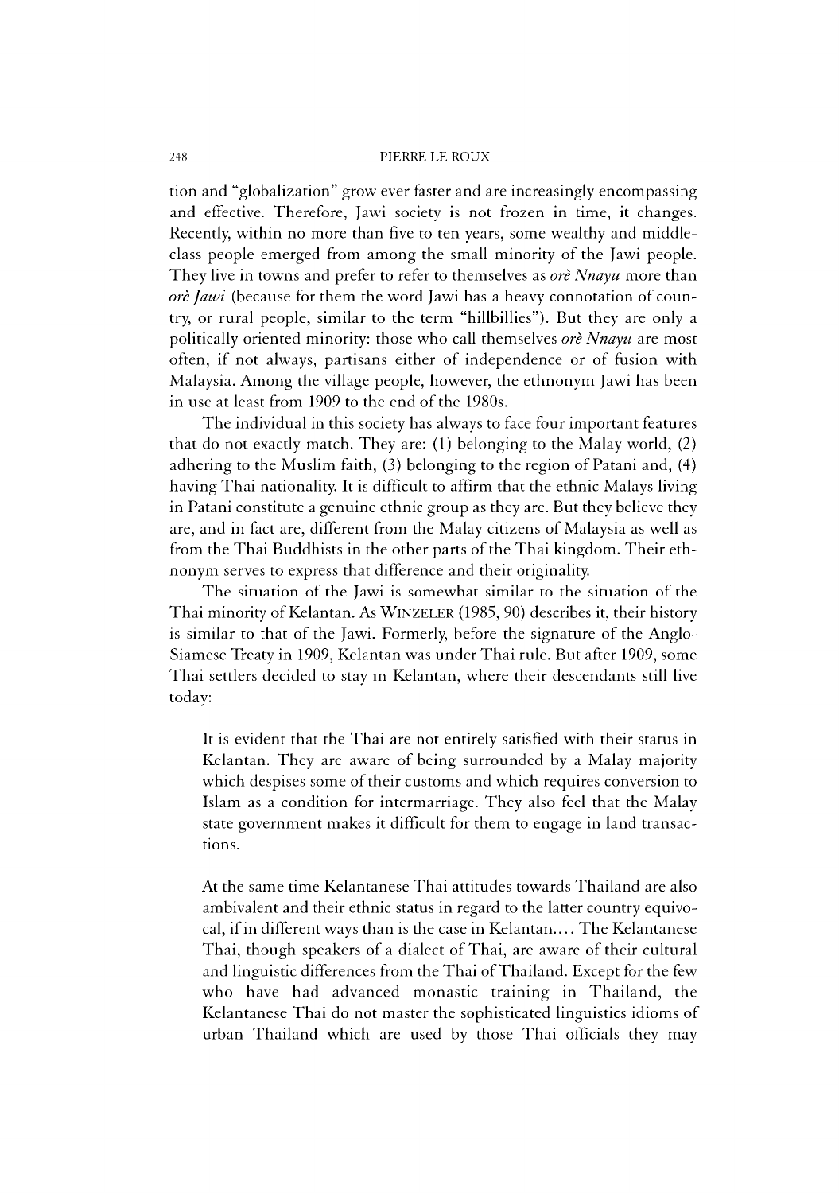tion and "globalization" grow ever faster and are increasingly encompassing and effective. Therefore, Jawi society is not frozen in time, it changes. Recently, within no more than five to ten years, some wealthy and middle-class people emerged from among the small minority of the Jawi people. They live in towns and prefer to refer to themselves as *orè Nnayu* more than *orè Jawi* (because for them the word Jawi has a heavy connotation of country, or rural people, similar to the term "hillbillies"). But they are only a politically oriented minority: those who call themselves *orè Nnayu* are most often, if not always, partisans either of independence or of fusion with Malaysia. Among the village people, however, the ethnonym Jawi has been in use at least from 1909 to the end of the 1980s.

The individual in this society has always to face four important features that do not exactly match. They are: (1) belonging to the Malay world, (2) adhering to the Muslim faith, (3) belonging to the region of Patani and, (4) having Thai nationality. It is difficult to affirm that the ethnic Malays living in Patani constitute a genuine ethnic group as they are. But they believe they are, and in fact are, different from the Malay citizens of Malaysia as well as from the Thai Buddhists in the other parts of the Thai kingdom. Their ethnonym serves to express that difference and their originality.

The situation of the Jawi is somewhat similar to the situation of the Thai minority of Kelantan. As WINZELER (1985, 90) describes it, their history is similar to that of the Jawi. Formerly, before the signature of the Anglo-Siamese Treaty in 1909, Kelantan was under Thai rule. But after 1909, some Thai settlers decided to stay in Kelantan, where their descendants still live today:

> It is evident that the Thai are not entirely satisfied with their status in Kelantan. They are aware of being surrounded by a Malay majority which despises some of their customs and which requires conversion to Islam as a condition for intermarriage. They also feel that the Malay state government makes it difficult for them to engage in land transactions.
>
> At the same time Kelantanese Thai attitudes towards Thailand are also ambivalent and their ethnic status in regard to the latter country equivocal, if in different ways than is the case in Kelantan.... The Kelantanese Thai, though speakers of a dialect of Thai, are aware of their cultural and linguistic differences from the Thai of Thailand. Except for the few who have had advanced monastic training in Thailand, the Kelantanese Thai do not master the sophisticated linguistics idioms of urban Thailand which are used by those Thai officials they may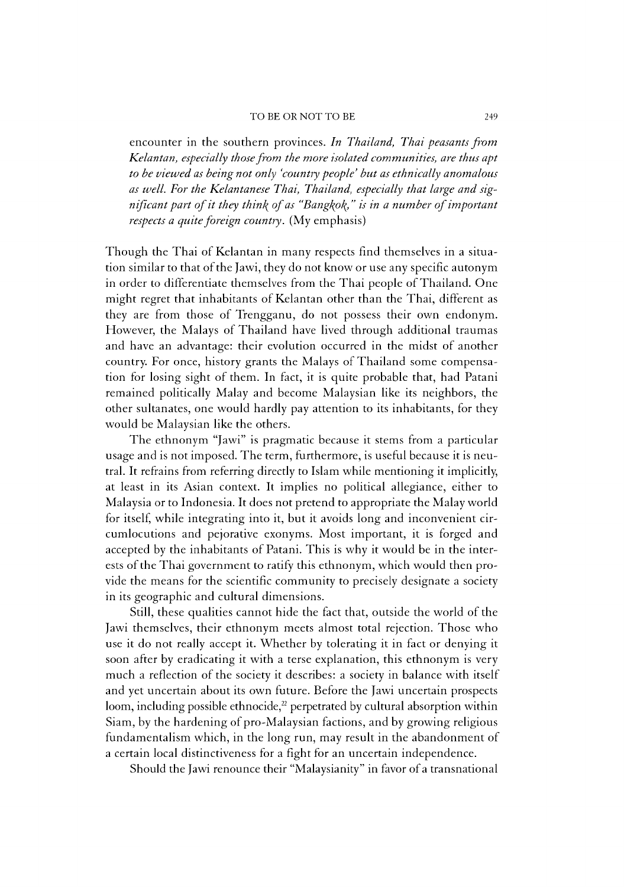encounter in the southern provinces. *In Thailand, Thai peasants from Kelantan, especially those from the more isolated communities, are thus apt to be viewed as being not only 'country people' but as ethnically anomalous as well. For the Kelantanese Thai, Thailand, especially that large and significant part of it they think of as "Bangkok," is in a number of important respects a quite foreign country*. (My emphasis)

Though the Thai of Kelantan in many respects find themselves in a situation similar to that of the Jawi, they do not know or use any specific autonym in order to differentiate themselves from the Thai people of Thailand. One might regret that inhabitants of Kelantan other than the Thai, different as they are from those of Trengganu, do not possess their own endonym. However, the Malays of Thailand have lived through additional traumas and have an advantage: their evolution occurred in the midst of another country. For once, history grants the Malays of Thailand some compensation for losing sight of them. In fact, it is quite probable that, had Patani remained politically Malay and become Malaysian like its neighbors, the other sultanates, one would hardly pay attention to its inhabitants, for they would be Malaysian like the others.

The ethnonym "Jawi" is pragmatic because it stems from a particular usage and is not imposed. The term, furthermore, is useful because it is neutral. It refrains from referring directly to Islam while mentioning it implicitly, at least in its Asian context. It implies no political allegiance, either to Malaysia or to Indonesia. It does not pretend to appropriate the Malay world for itself, while integrating into it, but it avoids long and inconvenient circumlocutions and pejorative exonyms. Most important, it is forged and accepted by the inhabitants of Patani. This is why it would be in the interests of the Thai government to ratify this ethnonym, which would then provide the means for the scientific community to precisely designate a society in its geographic and cultural dimensions.

Still, these qualities cannot hide the fact that, outside the world of the Jawi themselves, their ethnonym meets almost total rejection. Those who use it do not really accept it. Whether by tolerating it in fact or denying it soon after by eradicating it with a terse explanation, this ethnonym is very much a reflection of the society it describes: a society in balance with itself and yet uncertain about its own future. Before the Jawi uncertain prospects loom, including possible ethnocide,[22] perpetrated by cultural absorption within Siam, by the hardening of pro-Malaysian factions, and by growing religious fundamentalism which, in the long run, may result in the abandonment of a certain local distinctiveness for a fight for an uncertain independence.

Should the Jawi renounce their "Malaysianity" in favor of a transnational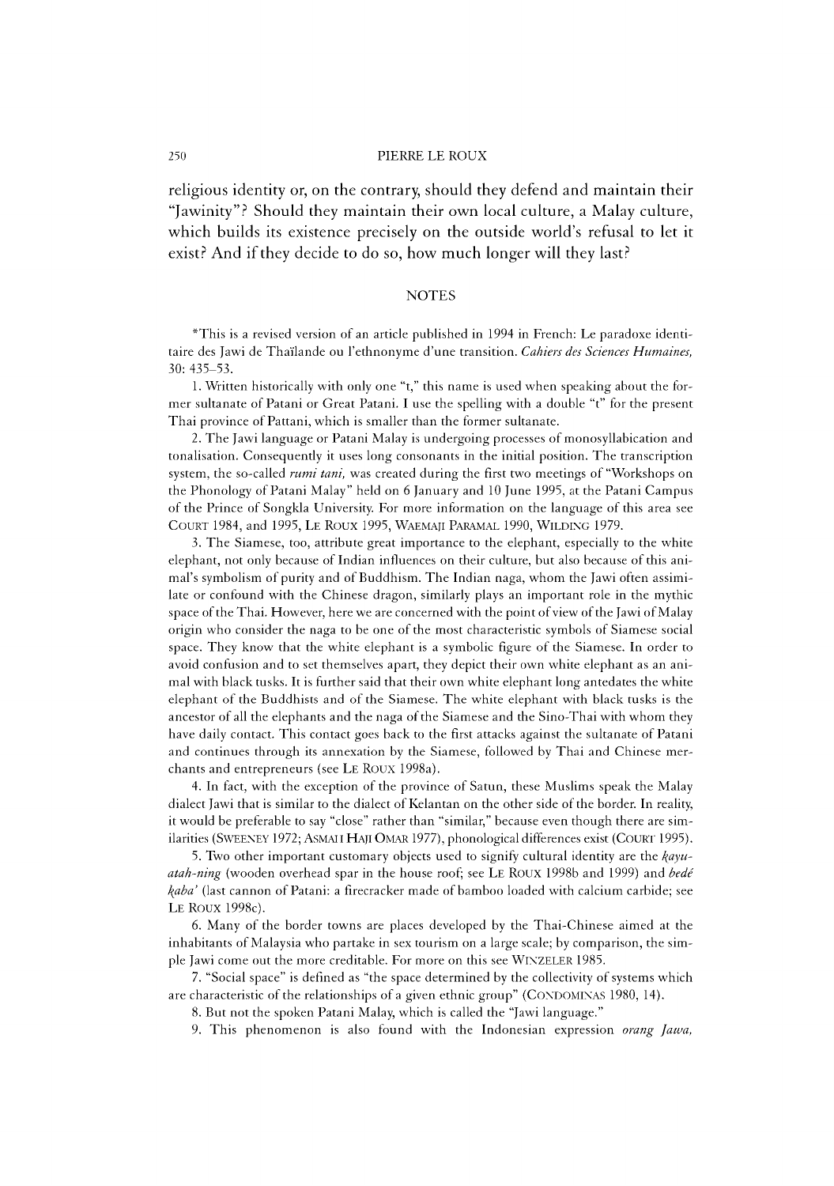religious identity or, on the contrary, should they defend and maintain their "Jawinity"? Should they maintain their own local culture, a Malay culture, which builds its existence precisely on the outside world's refusal to let it exist? And if they decide to do so, how much longer will they last?

## NOTES

*This is a revised version of an article published in 1994 in French: Le paradoxe identitaire des Jawi de Thaïlande ou l'ethnonyme d'une transition. *Cahiers des Sciences Humaines,* 30: 435–53.

1. Written historically with only one "t," this name is used when speaking about the former sultanate of Patani or Great Patani. I use the spelling with a double "t" for the present Thai province of Pattani, which is smaller than the former sultanate.

2. The Jawi language or Patani Malay is undergoing processes of monosyllabication and tonalisation. Consequently it uses long consonants in the initial position. The transcription system, the so-called *rumi tani,* was created during the first two meetings of "Workshops on the Phonology of Patani Malay" held on 6 January and 10 June 1995, at the Patani Campus of the Prince of Songkla University. For more information on the language of this area see COURT 1984, and 1995, LE ROUX 1995, WAEMAJI PARAMAL 1990, WILDING 1979.

3. The Siamese, too, attribute great importance to the elephant, especially to the white elephant, not only because of Indian influences on their culture, but also because of this animal's symbolism of purity and of Buddhism. The Indian naga, whom the Jawi often assimilate or confound with the Chinese dragon, similarly plays an important role in the mythic space of the Thai. However, here we are concerned with the point of view of the Jawi of Malay origin who consider the naga to be one of the most characteristic symbols of Siamese social space. They know that the white elephant is a symbolic figure of the Siamese. In order to avoid confusion and to set themselves apart, they depict their own white elephant as an animal with black tusks. It is further said that their own white elephant long antedates the white elephant of the Buddhists and of the Siamese. The white elephant with black tusks is the ancestor of all the elephants and the naga of the Siamese and the Sino-Thai with whom they have daily contact. This contact goes back to the first attacks against the sultanate of Patani and continues through its annexation by the Siamese, followed by Thai and Chinese merchants and entrepreneurs (see LE ROUX 1998a).

4. In fact, with the exception of the province of Satun, these Muslims speak the Malay dialect Jawi that is similar to the dialect of Kelantan on the other side of the border. In reality, it would be preferable to say "close" rather than "similar," because even though there are similarities (SWEENEY 1972; ASMAH HAJI OMAR 1977), phonological differences exist (COURT 1995).

5. Two other important customary objects used to signify cultural identity are the *kayu-atah-ning* (wooden overhead spar in the house roof; see LE ROUX 1998b and 1999) and *bedé kaba'* (last cannon of Patani: a firecracker made of bamboo loaded with calcium carbide; see LE ROUX 1998c).

6. Many of the border towns are places developed by the Thai-Chinese aimed at the inhabitants of Malaysia who partake in sex tourism on a large scale; by comparison, the simple Jawi come out the more creditable. For more on this see WINZELER 1985.

7. "Social space" is defined as "the space determined by the collectivity of systems which are characteristic of the relationships of a given ethnic group" (CONDOMINAS 1980, 14).

8. But not the spoken Patani Malay, which is called the "Jawi language."

9. This phenomenon is also found with the Indonesian expression *orang Jawa,*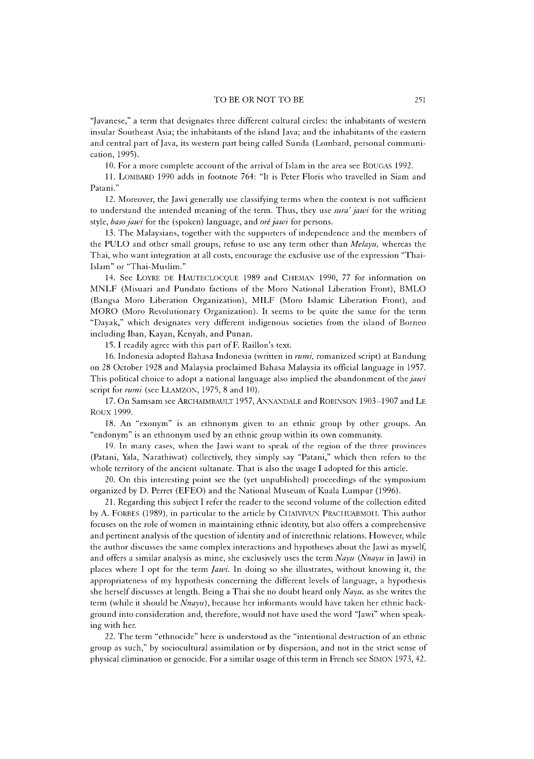"Javanese," a term that designates three different cultural circles: the inhabitants of western insular Southeast Asia; the inhabitants of the island Java; and the inhabitants of the eastern and central part of Java, its western part being called Sunda (Lombard, personal communication, 1995).

10. For a more complete account of the arrival of Islam in the area see BOUGAS 1992.

11. LOMBARD 1990 adds in footnote 764: "It is Peter Floris who travelled in Siam and Patani."

12. Moreover, the Jawi generally use classifying terms when the context is not sufficient to understand the intended meaning of the term. Thus, they use *sura' jawi* for the writing style, *baso jawi* for the (spoken) language, and *orè jawi* for persons.

13. The Malaysians, together with the supporters of independence and the members of the PULO and other small groups, refuse to use any term other than *Melayu,* whereas the Thai, who want integration at all costs, encourage the exclusive use of the expression "Thai-Islam" or "Thai-Muslim."

14. See LOYRE DE HAUTECLOCQUE 1989 and CHEMAN 1990, 77 for information on MNLF (Misuari and Pundato factions of the Moro National Liberation Front), BMLO (Bangsa Moro Liberation Organization), MILF (Moro Islamic Liberation Front), and MORO (Moro Revolutionary Organization). It seems to be quite the same for the term "Dayak," which designates very different indigenous societies from the island of Borneo including Iban, Kayan, Kenyah, and Punan.

15. I readily agree with this part of F. Raillon's text.

16. Indonesia adopted Bahasa Indonesia (written in *rumi,* romanized script) at Bandung on 28 October 1928 and Malaysia proclaimed Bahasa Malaysia its official language in 1957. This political choice to adopt a national language also implied the abandonment of the *jawi* script for *rumi* (see LLAMZON, 1975, 8 and 10).

17. On Samsam see ARCHAIMBAULT 1957, ANNANDALE and ROBINSON 1903–1907 and LE ROUX 1999.

18. An "exonym" is an ethnonym given to an ethnic group by other groups. An "endonym" is an ethnonym used by an ethnic group within its own community.

19. In many cases, when the Jawi want to speak of the region of the three provinces (Patani, Yala, Narathiwat) collectively, they simply say "Patani," which then refers to the whole territory of the ancient sultanate. That is also the usage I adopted for this article.

20. On this interesting point see the (yet unpublished) proceedings of the symposium organized by D. Perret (EFEO) and the National Museum of Kuala Lumpur (1996).

21. Regarding this subject I refer the reader to the second volume of the collection edited by A. FORBES (1989), in particular to the article by CHAIVIVUN PRACHUABMOH. This author focuses on the role of women in maintaining ethnic identity, but also offers a comprehensive and pertinent analysis of the question of identity and of interethnic relations. However, while the author discusses the same complex interactions and hypotheses about the Jawi as myself, and offers a similar analysis as mine, she exclusively uses the term *Nayu* (*Nnayu* in Jawi) in places where I opt for the term *Jawi.* In doing so she illustrates, without knowing it, the appropriateness of my hypothesis concerning the different levels of language, a hypothesis she herself discusses at length. Being a Thai she no doubt heard only *Nayu,* as she writes the term (while it should be *Nnayu*), because her informants would have taken her ethnic background into consideration and, therefore, would not have used the word "Jawi" when speaking with her.

22. The term "ethnocide" here is understood as the "intentional destruction of an ethnic group as such," by sociocultural assimilation or by dispersion, and not in the strict sense of physical elimination or genocide. For a similar usage of this term in French see SIMON 1973, 42.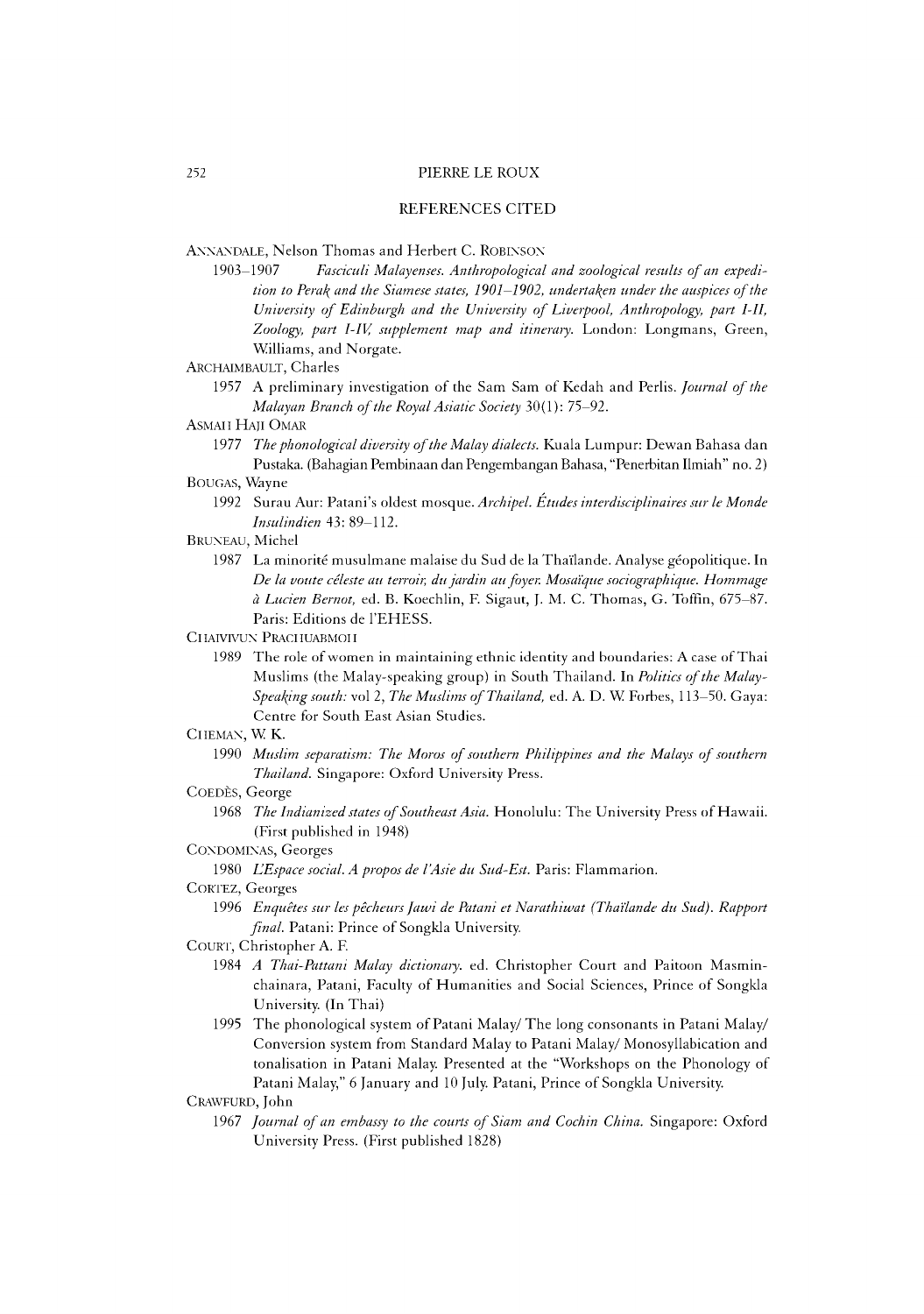## REFERENCES CITED

ANNANDALE, Nelson Thomas and Herbert C. ROBINSON

1903–1907 *Fasciculi Malayenses. Anthropological and zoological results of an expedition to Perak and the Siamese states, 1901–1902, undertaken under the auspices of the University of Edinburgh and the University of Liverpool, Anthropology, part I-II, Zoology, part I-IV, supplement map and itinerary.* London: Longmans, Green, Williams, and Norgate.

ARCHAIMBAULT, Charles

1957 A preliminary investigation of the Sam Sam of Kedah and Perlis. *Journal of the Malayan Branch of the Royal Asiatic Society* 30(1): 75–92.

ASMAH HAJI OMAR

1977 *The phonological diversity of the Malay dialects.* Kuala Lumpur: Dewan Bahasa dan Pustaka. (Bahagian Pembinaan dan Pengembangan Bahasa, "Penerbitan Ilmiah" no. 2)

BOUGAS, Wayne

1992 Surau Aur: Patani's oldest mosque. *Archipel. Études interdisciplinaires sur le Monde Insulindien* 43: 89–112.

BRUNEAU, Michel

1987 La minorité musulmane malaise du Sud de la Thaïlande. Analyse géopolitique. In *De la voute céleste au terroir, du jardin au foyer. Mosaïque sociographique. Hommage à Lucien Bernot,* ed. B. Koechlin, F. Sigaut, J. M. C. Thomas, G. Toffin, 675–87. Paris: Editions de l'EHESS.

CHAIVIVUN PRACHUABMOH

1989 The role of women in maintaining ethnic identity and boundaries: A case of Thai Muslims (the Malay-speaking group) in South Thailand. In *Politics of the Malay-Speaking south:* vol 2, *The Muslims of Thailand,* ed. A. D. W. Forbes, 113–50. Gaya: Centre for South East Asian Studies.

CHEMAN, W. K.

1990 *Muslim separatism: The Moros of southern Philippines and the Malays of southern Thailand.* Singapore: Oxford University Press.

COEDÈS, George

1968 *The Indianized states of Southeast Asia.* Honolulu: The University Press of Hawaii. (First published in 1948)

CONDOMINAS, Georges

1980 *L'Espace social. A propos de l'Asie du Sud-Est.* Paris: Flammarion.

CORTEZ, Georges

1996 *Enquêtes sur les pêcheurs Jawi de Patani et Narathiwat (Thaïlande du Sud). Rapport final.* Patani: Prince of Songkla University.

COURT, Christopher A. F.

1984 *A Thai-Pattani Malay dictionary.* ed. Christopher Court and Paitoon Masminchainara, Patani, Faculty of Humanities and Social Sciences, Prince of Songkla University. (In Thai)

1995 The phonological system of Patani Malay/ The long consonants in Patani Malay/ Conversion system from Standard Malay to Patani Malay/ Monosyllabication and tonalisation in Patani Malay. Presented at the "Workshops on the Phonology of Patani Malay," 6 January and 10 July. Patani, Prince of Songkla University.

CRAWFURD, John

1967 *Journal of an embassy to the courts of Siam and Cochin China.* Singapore: Oxford University Press. (First published 1828)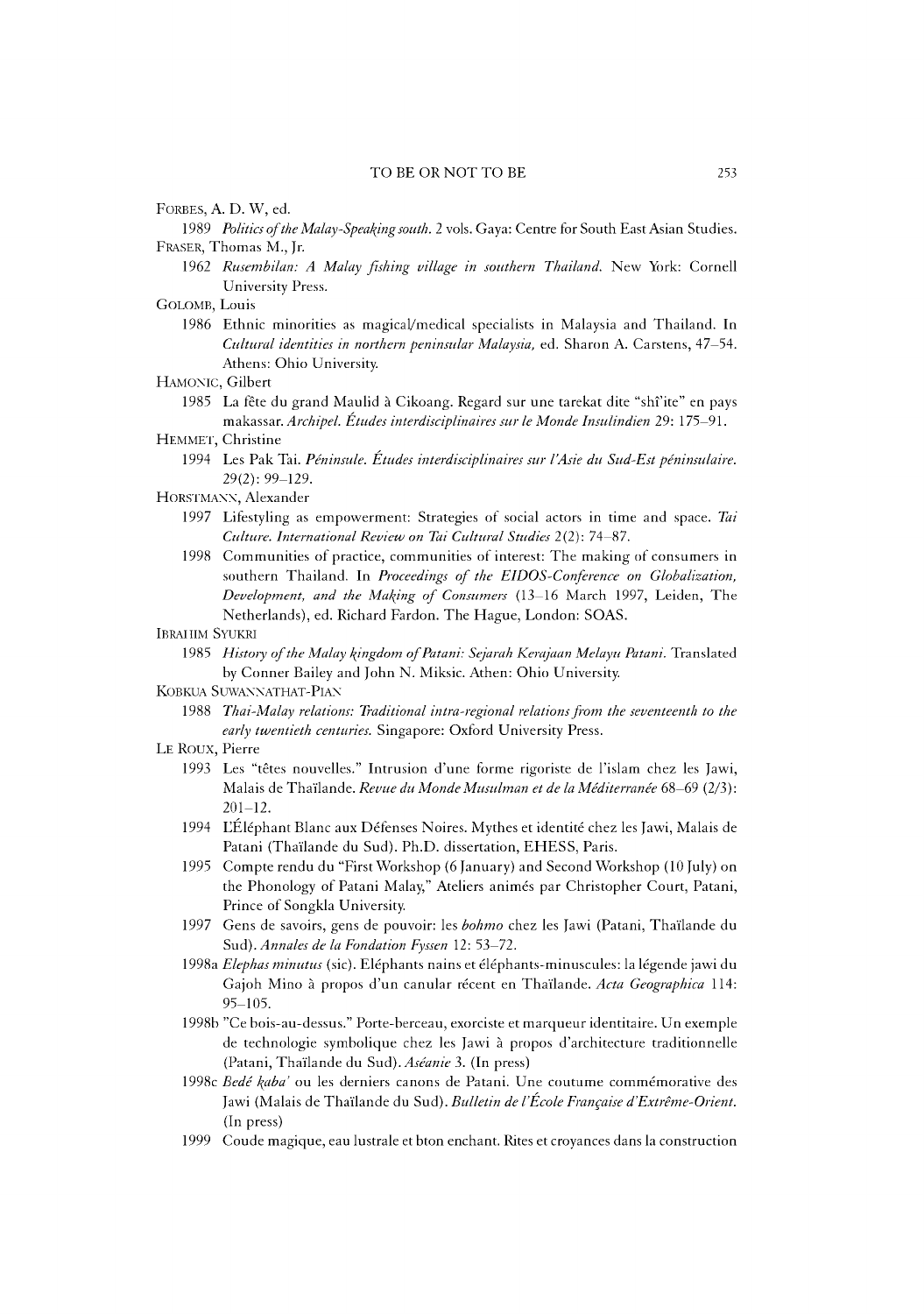FORBES, A. D. W, ed.

1989 *Politics of the Malay-Speaking south.* 2 vols. Gaya: Centre for South East Asian Studies.

FRASER, Thomas M., Jr.

1962 *Rusembilan: A Malay fishing village in southern Thailand.* New York: Cornell University Press.

GOLOMB, Louis

1986 Ethnic minorities as magical/medical specialists in Malaysia and Thailand. In *Cultural identities in northern peninsular Malaysia,* ed. Sharon A. Carstens, 47–54. Athens: Ohio University.

HAMONIC, Gilbert

1985 La fête du grand Maulid à Cikoang. Regard sur une tarekat dite "shî'ite" en pays makassar. *Archipel. Études interdisciplinaires sur le Monde Insulindien* 29: 175–91.

HEMMET, Christine

1994 Les Pak Tai. *Péninsule. Études interdisciplinaires sur l'Asie du Sud-Est péninsulaire.* 29(2): 99–129.

HORSTMANN, Alexander

1997 Lifestyling as empowerment: Strategies of social actors in time and space. *Tai Culture. International Review on Tai Cultural Studies* 2(2): 74–87.

1998 Communities of practice, communities of interest: The making of consumers in southern Thailand. In *Proceedings of the EIDOS-Conference on Globalization, Development, and the Making of Consumers* (13–16 March 1997, Leiden, The Netherlands), ed. Richard Fardon. The Hague, London: SOAS.

IBRAHIM SYUKRI

1985 *History of the Malay kingdom of Patani: Sejarah Kerajaan Melayu Patani.* Translated by Conner Bailey and John N. Miksic. Athen: Ohio University.

KOBKUA SUWANNATHAT-PIAN

1988 *Thai-Malay relations: Traditional intra-regional relations from the seventeenth to the early twentieth centuries.* Singapore: Oxford University Press.

LE ROUX, Pierre

1993 Les "têtes nouvelles." Intrusion d'une forme rigoriste de l'islam chez les Jawi, Malais de Thaïlande. *Revue du Monde Musulman et de la Méditerranée* 68–69 (2/3): 201–12.

1994 L'Éléphant Blanc aux Défenses Noires. Mythes et identité chez les Jawi, Malais de Patani (Thaïlande du Sud). Ph.D. dissertation, EHESS, Paris.

1995 Compte rendu du "First Workshop (6 January) and Second Workshop (10 July) on the Phonology of Patani Malay," Ateliers animés par Christopher Court, Patani, Prince of Songkla University.

1997 Gens de savoirs, gens de pouvoir: les *bohmo* chez les Jawi (Patani, Thaïlande du Sud). *Annales de la Fondation Fyssen* 12: 53–72.

1998a *Elephas minutus* (sic). Eléphants nains et éléphants-minuscules: la légende jawi du Gajoh Mino à propos d'un canular récent en Thaïlande. *Acta Geographica* 114: 95–105.

1998b "Ce bois-au-dessus." Porte-berceau, exorciste et marqueur identitaire. Un exemple de technologie symbolique chez les Jawi à propos d'architecture traditionnelle (Patani, Thaïlande du Sud). *Aséanie* 3. (In press)

1998c *Bedé kaba'* ou les derniers canons de Patani. Une coutume commémorative des Jawi (Malais de Thaïlande du Sud). *Bulletin de l'École Française d'Extrême-Orient.* (In press)

1999 Coude magique, eau lustrale et bton enchant. Rites et croyances dans la construction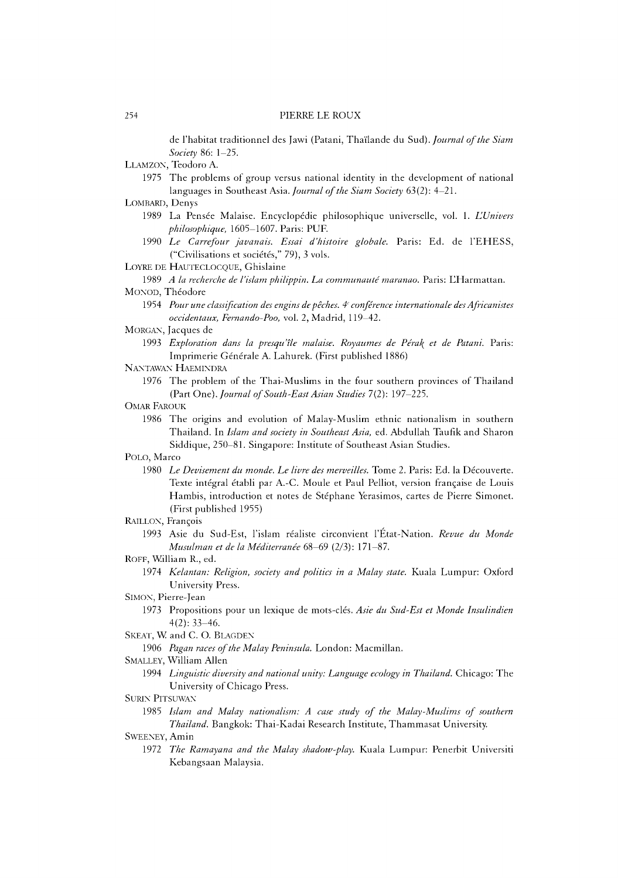de l'habitat traditionnel des Jawi (Patani, Thaïlande du Sud). *Journal of the Siam Society* 86: 1–25.

LLAMZON, Teodoro A.

1975 The problems of group versus national identity in the development of national languages in Southeast Asia. *Journal of the Siam Society* 63(2): 4–21.

LOMBARD, Denys

1989 La Pensée Malaise. Encyclopédie philosophique universelle, vol. 1. *L'Univers philosophique,* 1605–1607. Paris: PUF.

1990 *Le Carrefour javanais. Essai d'histoire globale.* Paris: Ed. de l'EHESS, ("Civilisations et sociétés," 79), 3 vols.

LOYRE DE HAUTECLOCQUE, Ghislaine

1989 *A la recherche de l'islam philippin. La communauté maranao.* Paris: L'Harmattan.

MONOD, Théodore

1954 *Pour une classification des engins de pêches. 4e conférence internationale des Africanistes occidentaux, Fernando-Poo,* vol. 2, Madrid, 119–42.

MORGAN, Jacques de

1993 *Exploration dans la presqu'île malaise. Royaumes de Pérak et de Patani.* Paris: Imprimerie Générale A. Lahurek. (First published 1886)

NANTAWAN HAEMINDRA

1976 The problem of the Thai-Muslims in the four southern provinces of Thailand (Part One). *Journal of South-East Asian Studies* 7(2): 197–225.

OMAR FAROUK

1986 The origins and evolution of Malay-Muslim ethnic nationalism in southern Thailand. In *Islam and society in Southeast Asia,* ed. Abdullah Taufik and Sharon Siddique, 250–81. Singapore: Institute of Southeast Asian Studies.

POLO, Marco

1980 *Le Devisement du monde. Le livre des merveilles.* Tome 2. Paris: Ed. la Découverte. Texte intégral établi par A.-C. Moule et Paul Pelliot, version française de Louis Hambis, introduction et notes de Stéphane Yerasimos, cartes de Pierre Simonet. (First published 1955)

RAILLON, François

1993 Asie du Sud-Est, l'islam réaliste circonvient l'État-Nation. *Revue du Monde Musulman et de la Méditerranée* 68–69 (2/3): 171–87.

ROFF, William R., ed.

1974 *Kelantan: Religion, society and politics in a Malay state.* Kuala Lumpur: Oxford University Press.

SIMON, Pierre-Jean

1973 Propositions pour un lexique de mots-clés. *Asie du Sud-Est et Monde Insulindien* 4(2): 33–46.

SKEAT, W. and C. O. BLAGDEN

1906 *Pagan races of the Malay Peninsula.* London: Macmillan.

SMALLEY, William Allen

1994 *Linguistic diversity and national unity: Language ecology in Thailand.* Chicago: The University of Chicago Press.

SURIN PITSUWAN

1985 *Islam and Malay nationalism: A case study of the Malay-Muslims of southern Thailand.* Bangkok: Thai-Kadai Research Institute, Thammasat University.

SWEENEY, Amin

1972 *The Ramayana and the Malay shadow-play.* Kuala Lumpur: Penerbit Universiti Kebangsaan Malaysia.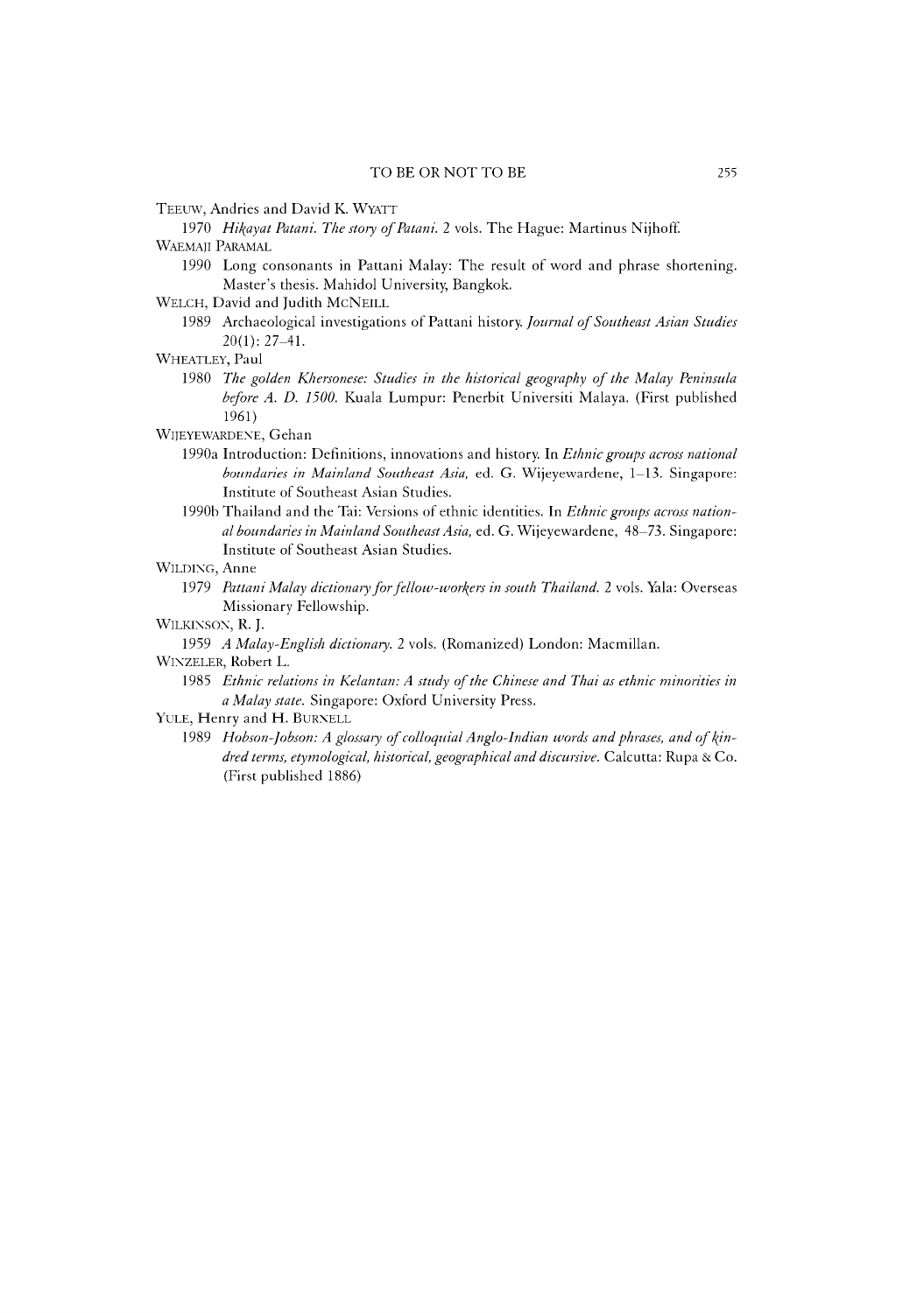TEEUW, Andries and David K. WYATT

1970 *Hikayat Patani. The story of Patani.* 2 vols. The Hague: Martinus Nijhoff.

WAEMAJI PARAMAL

1990 Long consonants in Pattani Malay: The result of word and phrase shortening. Master's thesis. Mahidol University, Bangkok.

WELCH, David and Judith MCNEILL

1989 Archaeological investigations of Pattani history. *Journal of Southeast Asian Studies* 20(1): 27–41.

WHEATLEY, Paul

1980 *The golden Khersonese: Studies in the historical geography of the Malay Peninsula before A. D. 1500.* Kuala Lumpur: Penerbit Universiti Malaya. (First published 1961)

WIJEYEWARDENE, Gehan

1990a Introduction: Definitions, innovations and history. In *Ethnic groups across national boundaries in Mainland Southeast Asia,* ed. G. Wijeyewardene, 1–13. Singapore: Institute of Southeast Asian Studies.

1990b Thailand and the Tai: Versions of ethnic identities. In *Ethnic groups across national boundaries in Mainland Southeast Asia,* ed. G. Wijeyewardene, 48–73. Singapore: Institute of Southeast Asian Studies.

WILDING, Anne

1979 *Pattani Malay dictionary for fellow-workers in south Thailand.* 2 vols. Yala: Overseas Missionary Fellowship.

WILKINSON, R. J.

1959 *A Malay-English dictionary.* 2 vols. (Romanized) London: Macmillan.

WINZELER, Robert L.

1985 *Ethnic relations in Kelantan: A study of the Chinese and Thai as ethnic minorities in a Malay state.* Singapore: Oxford University Press.

YULE, Henry and H. BURNELL

1989 *Hobson-Jobson: A glossary of colloquial Anglo-Indian words and phrases, and of kindred terms, etymological, historical, geographical and discursive.* Calcutta: Rupa & Co. (First published 1886)